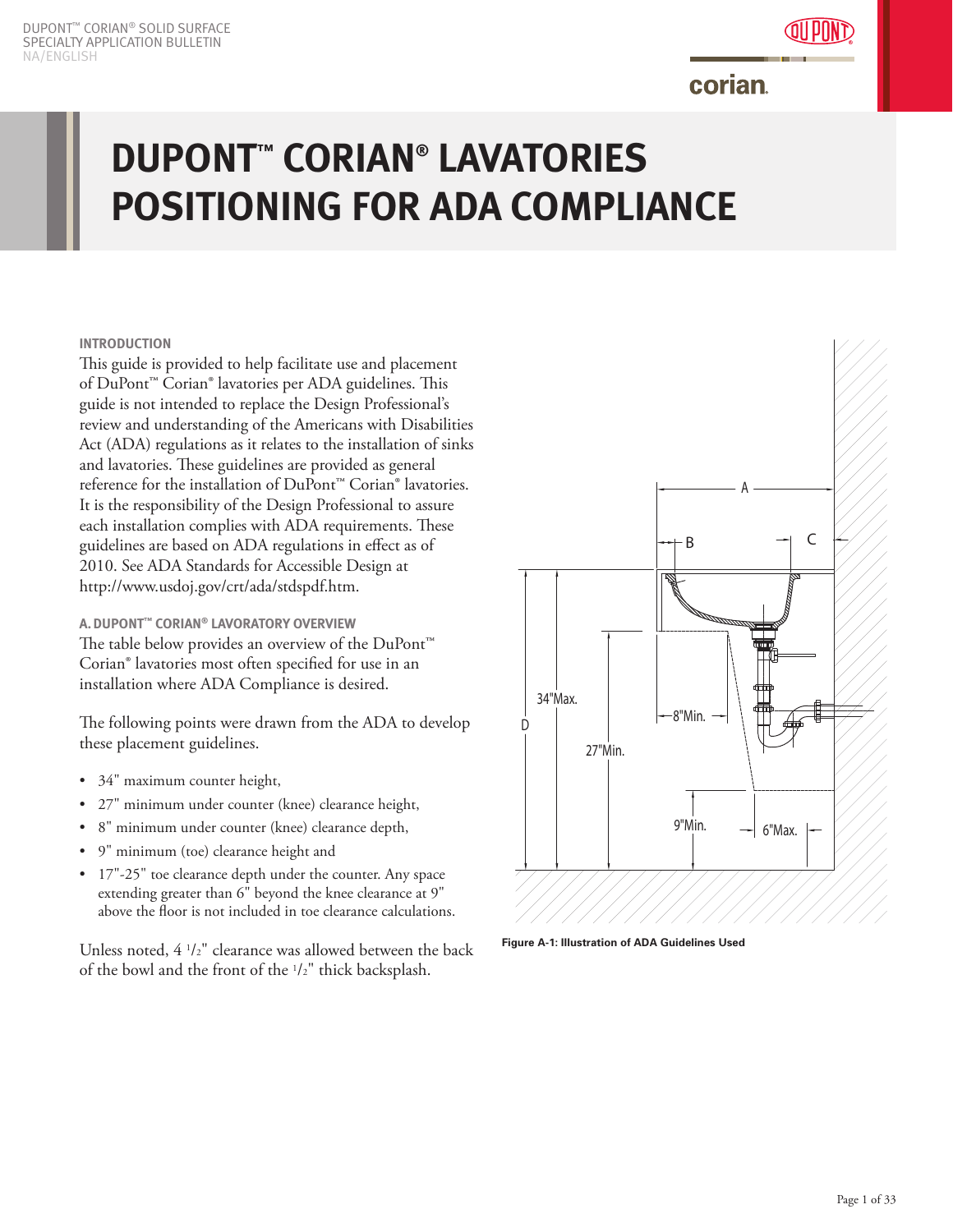# DUPONT™ CORIAN® LAVATORIES POSITIONING FOR ADA COMPLIANCE

### INTRODUCTION

This guide is provided to help facilitate use and placement of DuPont™ Corian® lavatories per ADA guidelines. This guide is not intended to replace the Design Professional's review and understanding of the Americans with Disabilities Act (ADA) regulations as it relates to the installation of sinks and lavatories. These guidelines are provided as general reference for the installation of DuPont™ Corian® lavatories. It is the responsibility of the Design Professional to assure each installation complies with ADA requirements. These guidelines are based on ADA regulations in effect as of 2010. See ADA Standards for Accessible Design at http://www.usdoj.gov/crt/ada/stdspdf.htm.

### A. DUPONT™ CORIAN® LAVORATORY OVERVIEW

The table below provides an overview of the DuPont™ Corian® lavatories most often specified for use in an installation where ADA Compliance is desired.

The following points were drawn from the ADA to develop these placement guidelines.

- 34" maximum counter height,
- 27" minimum under counter (knee) clearance height,
- 8" minimum under counter (knee) clearance depth,
- 9" minimum (toe) clearance height and
- 17"-25" toe clearance depth under the counter. Any space extending greater than 6" beyond the knee clearance at 9" above the floor is not included in toe clearance calculations.

Unless noted, 4 1/2" clearance was allowed between the back of the bowl and the front of the 1/2" thick backsplash.

A B C D 34"Max. 27"Min. 8"Min. 9"Min. 6"Max.

Figure A-1: Illustration of ADA Guidelines Used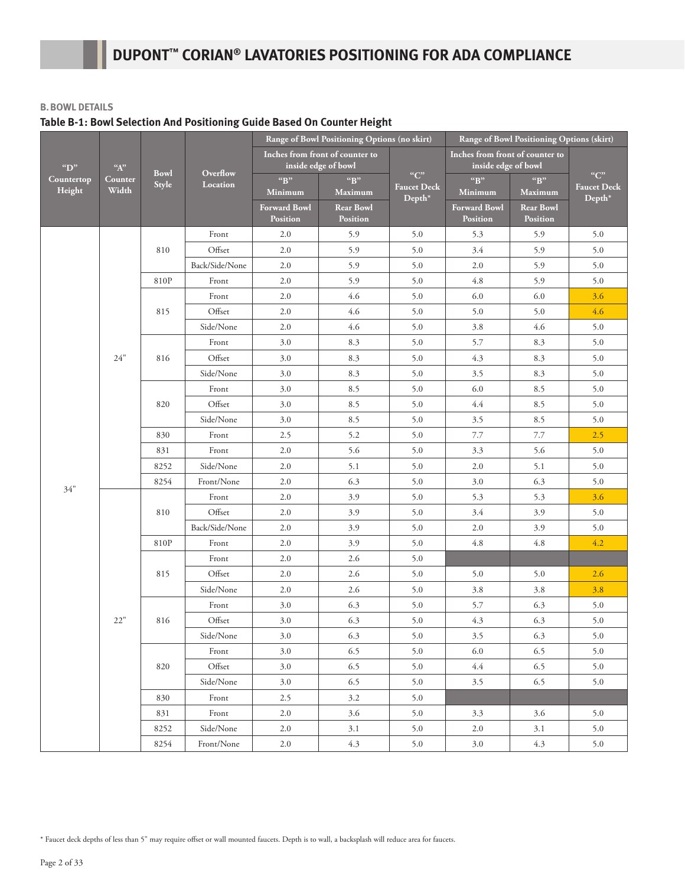# DUPONT™ CORIAN® LAVATORIES POSITIONING FOR ADA COMPLIANCE

## B. BOWL DETAILS

### Table B-1: Bowl Selection And Positioning Guide Based On Counter Height

| "D" Countertop Height | "A" Counter Width | Bowl Style | Overflow Location | Range of Bowl Positioning Options (no skirt) | | | Range of Bowl Positioning Options (skirt) | | |
|---|---|---|---|---|---|---|---|---|---|
| | | | | Inches from front of counter to inside edge of bowl | | "C" Faucet Deck Depth* | Inches from front of counter to inside edge of bowl | | "C" Faucet Deck Depth* |
| | | | | "B" Minimum Forward Bowl Position | "B" Maximum Rear Bowl Position | | "B" Minimum Forward Bowl Position | "B" Maximum Rear Bowl Position | |
| 34" | 24" | 810 | Front | 2.0 | 5.9 | 5.0 | 5.3 | 5.9 | 5.0 |
| | | | Offset | 2.0 | 5.9 | 5.0 | 3.4 | 5.9 | 5.0 |
| | | | Back/Side/None | 2.0 | 5.9 | 5.0 | 2.0 | 5.9 | 5.0 |
| | | 810P | Front | 2.0 | 5.9 | 5.0 | 4.8 | 5.9 | 5.0 |
| | | 815 | Front | 2.0 | 4.6 | 5.0 | 6.0 | 6.0 | 3.6 |
| | | | Offset | 2.0 | 4.6 | 5.0 | 5.0 | 5.0 | 4.6 |
| | | | Side/None | 2.0 | 4.6 | 5.0 | 3.8 | 4.6 | 5.0 |
| | | 816 | Front | 3.0 | 8.3 | 5.0 | 5.7 | 8.3 | 5.0 |
| | | | Offset | 3.0 | 8.3 | 5.0 | 4.3 | 8.3 | 5.0 |
| | | | Side/None | 3.0 | 8.3 | 5.0 | 3.5 | 8.3 | 5.0 |
| | | 820 | Front | 3.0 | 8.5 | 5.0 | 6.0 | 8.5 | 5.0 |
| | | | Offset | 3.0 | 8.5 | 5.0 | 4.4 | 8.5 | 5.0 |
| | | | Side/None | 3.0 | 8.5 | 5.0 | 3.5 | 8.5 | 5.0 |
| | | 830 | Front | 2.5 | 5.2 | 5.0 | 7.7 | 7.7 | 2.5 |
| | | 831 | Front | 2.0 | 5.6 | 5.0 | 3.3 | 5.6 | 5.0 |
| | | 8252 | Side/None | 2.0 | 5.1 | 5.0 | 2.0 | 5.1 | 5.0 |
| | | 8254 | Front/None | 2.0 | 6.3 | 5.0 | 3.0 | 6.3 | 5.0 |
| | 22" | 810 | Front | 2.0 | 3.9 | 5.0 | 5.3 | 5.3 | 3.6 |
| | | | Offset | 2.0 | 3.9 | 5.0 | 3.4 | 3.9 | 5.0 |
| | | | Back/Side/None | 2.0 | 3.9 | 5.0 | 2.0 | 3.9 | 5.0 |
| | | 810P | Front | 2.0 | 3.9 | 5.0 | 4.8 | 4.8 | 4.2 |
| | | 815 | Front | 2.0 | 2.6 | 5.0 | | | |
| | | | Offset | 2.0 | 2.6 | 5.0 | 5.0 | 5.0 | 2.6 |
| | | | Side/None | 2.0 | 2.6 | 5.0 | 3.8 | 3.8 | 3.8 |
| | | 816 | Front | 3.0 | 6.3 | 5.0 | 5.7 | 6.3 | 5.0 |
| | | | Offset | 3.0 | 6.3 | 5.0 | 4.3 | 6.3 | 5.0 |
| | | | Side/None | 3.0 | 6.3 | 5.0 | 3.5 | 6.3 | 5.0 |
| | | 820 | Front | 3.0 | 6.5 | 5.0 | 6.0 | 6.5 | 5.0 |
| | | | Offset | 3.0 | 6.5 | 5.0 | 4.4 | 6.5 | 5.0 |
| | | | Side/None | 3.0 | 6.5 | 5.0 | 3.5 | 6.5 | 5.0 |
| | | 830 | Front | 2.5 | 3.2 | 5.0 | | | |
| | | 831 | Front | 2.0 | 3.6 | 5.0 | 3.3 | 3.6 | 5.0 |
| | | 8252 | Side/None | 2.0 | 3.1 | 5.0 | 2.0 | 3.1 | 5.0 |
| | | 8254 | Front/None | 2.0 | 4.3 | 5.0 | 3.0 | 4.3 | 5.0 |

* Faucet deck depths of less than 5" may require offset or wall mounted faucets. Depth is to wall, a backsplash will reduce area for faucets.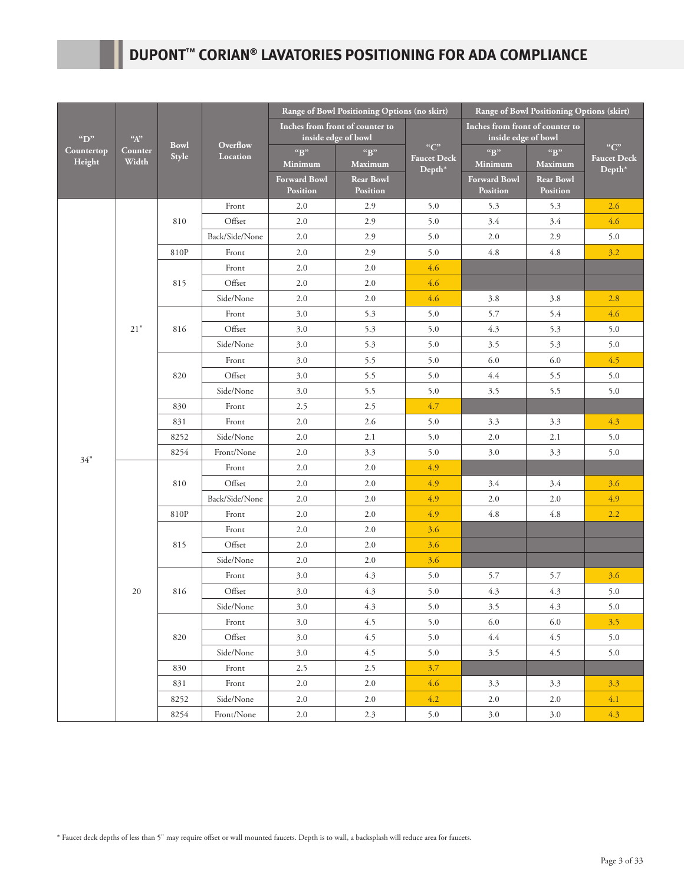# DUPONT™ CORIAN® LAVATORIES POSITIONING FOR ADA COMPLIANCE

| "D" Countertop Height | "A" Counter Width | Bowl Style | Overflow Location | Range of Bowl Positioning Options (no skirt) | | | Range of Bowl Positioning Options (skirt) | | |
|---|---|---|---|---|---|---|---|---|---|
| | | | | Inches from front of counter to inside edge of bowl | | "C" Faucet Deck Depth* | Inches from front of counter to inside edge of bowl | | "C" Faucet Deck Depth* |
| | | | | "B" Minimum Forward Bowl Position | "B" Maximum Rear Bowl Position | | "B" Minimum Forward Bowl Position | "B" Maximum Rear Bowl Position | |
| 34" | 21" | 810 | Front | 2.0 | 2.9 | 5.0 | 5.3 | 5.3 | 2.6 |
| | | | Offset | 2.0 | 2.9 | 5.0 | 3.4 | 3.4 | 4.6 |
| | | | Back/Side/None | 2.0 | 2.9 | 5.0 | 2.0 | 2.9 | 5.0 |
| | | 810P | Front | 2.0 | 2.9 | 5.0 | 4.8 | 4.8 | 3.2 |
| | | 815 | Front | 2.0 | 2.0 | 4.6 | | | |
| | | | Offset | 2.0 | 2.0 | 4.6 | | | |
| | | | Side/None | 2.0 | 2.0 | 4.6 | 3.8 | 3.8 | 2.8 |
| | | 816 | Front | 3.0 | 5.3 | 5.0 | 5.7 | 5.4 | 4.6 |
| | | | Offset | 3.0 | 5.3 | 5.0 | 4.3 | 5.3 | 5.0 |
| | | | Side/None | 3.0 | 5.3 | 5.0 | 3.5 | 5.3 | 5.0 |
| | | 820 | Front | 3.0 | 5.5 | 5.0 | 6.0 | 6.0 | 4.5 |
| | | | Offset | 3.0 | 5.5 | 5.0 | 4.4 | 5.5 | 5.0 |
| | | | Side/None | 3.0 | 5.5 | 5.0 | 3.5 | 5.5 | 5.0 |
| | | 830 | Front | 2.5 | 2.5 | 4.7 | | | |
| | | 831 | Front | 2.0 | 2.6 | 5.0 | 3.3 | 3.3 | 4.3 |
| | | 8252 | Side/None | 2.0 | 2.1 | 5.0 | 2.0 | 2.1 | 5.0 |
| | | 8254 | Front/None | 2.0 | 3.3 | 5.0 | 3.0 | 3.3 | 5.0 |
| | 20 | 810 | Front | 2.0 | 2.0 | 4.9 | | | |
| | | | Offset | 2.0 | 2.0 | 4.9 | 3.4 | 3.4 | 3.6 |
| | | | Back/Side/None | 2.0 | 2.0 | 4.9 | 2.0 | 2.0 | 4.9 |
| | | 810P | Front | 2.0 | 2.0 | 4.9 | 4.8 | 4.8 | 2.2 |
| | | 815 | Front | 2.0 | 2.0 | 3.6 | | | |
| | | | Offset | 2.0 | 2.0 | 3.6 | | | |
| | | | Side/None | 2.0 | 2.0 | 3.6 | | | |
| | | 816 | Front | 3.0 | 4.3 | 5.0 | 5.7 | 5.7 | 3.6 |
| | | | Offset | 3.0 | 4.3 | 5.0 | 4.3 | 4.3 | 5.0 |
| | | | Side/None | 3.0 | 4.3 | 5.0 | 3.5 | 4.3 | 5.0 |
| | | 820 | Front | 3.0 | 4.5 | 5.0 | 6.0 | 6.0 | 3.5 |
| | | | Offset | 3.0 | 4.5 | 5.0 | 4.4 | 4.5 | 5.0 |
| | | | Side/None | 3.0 | 4.5 | 5.0 | 3.5 | 4.5 | 5.0 |
| | | 830 | Front | 2.5 | 2.5 | 3.7 | | | |
| | | 831 | Front | 2.0 | 2.0 | 4.6 | 3.3 | 3.3 | 3.3 |
| | | 8252 | Side/None | 2.0 | 2.0 | 4.2 | 2.0 | 2.0 | 4.1 |
| | | 8254 | Front/None | 2.0 | 2.3 | 5.0 | 3.0 | 3.0 | 4.3 |

* Faucet deck depths of less than 5" may require offset or wall mounted faucets. Depth is to wall, a backsplash will reduce area for faucets.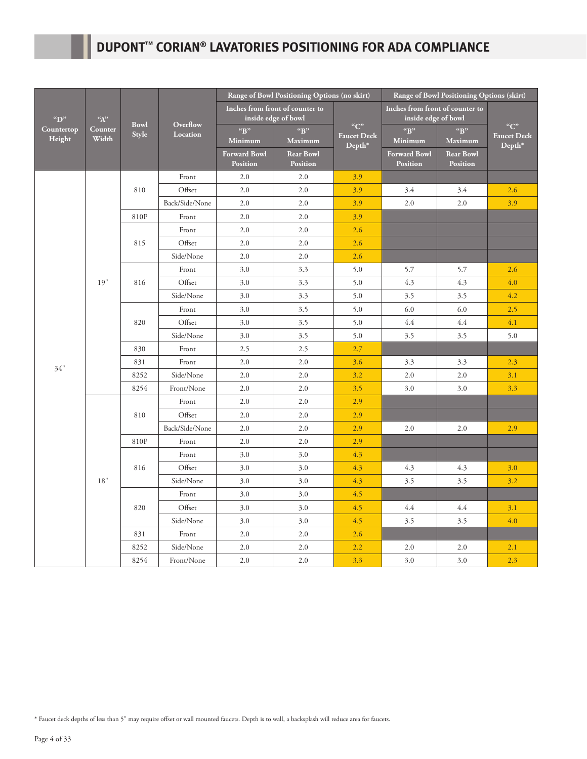## DUPONT™ CORIAN® LAVATORIES POSITIONING FOR ADA COMPLIANCE

| "D" Countertop Height | "A" Counter Width | Bowl Style | Overflow Location | Range of Bowl Positioning Options (no skirt) | | | Range of Bowl Positioning Options (skirt) | | |
|---|---|---|---|---|---|---|---|---|---|
| | | | | Inches from front of counter to inside edge of bowl | | "C" Faucet Deck Depth* | Inches from front of counter to inside edge of bowl | | "C" Faucet Deck Depth* |
| | | | | "B" Minimum Forward Bowl Position | "B" Maximum Rear Bowl Position | | "B" Minimum Forward Bowl Position | "B" Maximum Rear Bowl Position | |
| 34" | 19" | 810 | Front | 2.0 | 2.0 | 3.9 | | | |
| | | | Offset | 2.0 | 2.0 | 3.9 | 3.4 | 3.4 | 2.6 |
| | | | Back/Side/None | 2.0 | 2.0 | 3.9 | 2.0 | 2.0 | 3.9 |
| | | 810P | Front | 2.0 | 2.0 | 3.9 | | | |
| | | 815 | Front | 2.0 | 2.0 | 2.6 | | | |
| | | | Offset | 2.0 | 2.0 | 2.6 | | | |
| | | | Side/None | 2.0 | 2.0 | 2.6 | | | |
| | | 816 | Front | 3.0 | 3.3 | 5.0 | 5.7 | 5.7 | 2.6 |
| | | | Offset | 3.0 | 3.3 | 5.0 | 4.3 | 4.3 | 4.0 |
| | | | Side/None | 3.0 | 3.3 | 5.0 | 3.5 | 3.5 | 4.2 |
| | | 820 | Front | 3.0 | 3.5 | 5.0 | 6.0 | 6.0 | 2.5 |
| | | | Offset | 3.0 | 3.5 | 5.0 | 4.4 | 4.4 | 4.1 |
| | | | Side/None | 3.0 | 3.5 | 5.0 | 3.5 | 3.5 | 5.0 |
| | | 830 | Front | 2.5 | 2.5 | 2.7 | | | |
| | | 831 | Front | 2.0 | 2.0 | 3.6 | 3.3 | 3.3 | 2.3 |
| | | 8252 | Side/None | 2.0 | 2.0 | 3.2 | 2.0 | 2.0 | 3.1 |
| | | 8254 | Front/None | 2.0 | 2.0 | 3.5 | 3.0 | 3.0 | 3.3 |
| | 18" | 810 | Front | 2.0 | 2.0 | 2.9 | | | |
| | | | Offset | 2.0 | 2.0 | 2.9 | | | |
| | | | Back/Side/None | 2.0 | 2.0 | 2.9 | 2.0 | 2.0 | 2.9 |
| | | 810P | Front | 2.0 | 2.0 | 2.9 | | | |
| | | 816 | Front | 3.0 | 3.0 | 4.3 | | | |
| | | | Offset | 3.0 | 3.0 | 4.3 | 4.3 | 4.3 | 3.0 |
| | | | Side/None | 3.0 | 3.0 | 4.3 | 3.5 | 3.5 | 3.2 |
| | | 820 | Front | 3.0 | 3.0 | 4.5 | | | |
| | | | Offset | 3.0 | 3.0 | 4.5 | 4.4 | 4.4 | 3.1 |
| | | | Side/None | 3.0 | 3.0 | 4.5 | 3.5 | 3.5 | 4.0 |
| | | 831 | Front | 2.0 | 2.0 | 2.6 | | | |
| | | 8252 | Side/None | 2.0 | 2.0 | 2.2 | 2.0 | 2.0 | 2.1 |
| | | 8254 | Front/None | 2.0 | 2.0 | 3.3 | 3.0 | 3.0 | 2.3 |

* Faucet deck depths of less than 5" may require offset or wall mounted faucets. Depth is to wall, a backsplash will reduce area for faucets.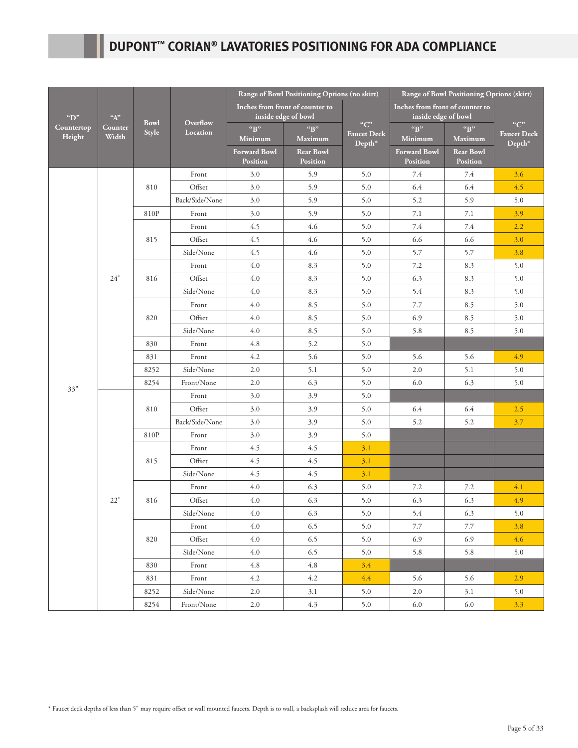# DUPONT™ CORIAN® LAVATORIES POSITIONING FOR ADA COMPLIANCE

| "D" Countertop Height | "A" Counter Width | Bowl Style | Overflow Location | Range of Bowl Positioning Options (no skirt) | | | Range of Bowl Positioning Options (skirt) | | |
|---|---|---|---|---|---|---|---|---|---|
| | | | | Inches from front of counter to inside edge of bowl | | "C" Faucet Deck Depth* | Inches from front of counter to inside edge of bowl | | "C" Faucet Deck Depth* |
| | | | | "B" Minimum Forward Bowl Position | "B" Maximum Rear Bowl Position | | "B" Minimum Forward Bowl Position | "B" Maximum Rear Bowl Position | |
| 33" | 24" | 810 | Front | 3.0 | 5.9 | 5.0 | 7.4 | 7.4 | 3.6 |
| | | | Offset | 3.0 | 5.9 | 5.0 | 6.4 | 6.4 | 4.5 |
| | | | Back/Side/None | 3.0 | 5.9 | 5.0 | 5.2 | 5.9 | 5.0 |
| | | 810P | Front | 3.0 | 5.9 | 5.0 | 7.1 | 7.1 | 3.9 |
| | | 815 | Front | 4.5 | 4.6 | 5.0 | 7.4 | 7.4 | 2.2 |
| | | | Offset | 4.5 | 4.6 | 5.0 | 6.6 | 6.6 | 3.0 |
| | | | Side/None | 4.5 | 4.6 | 5.0 | 5.7 | 5.7 | 3.8 |
| | | 816 | Front | 4.0 | 8.3 | 5.0 | 7.2 | 8.3 | 5.0 |
| | | | Offset | 4.0 | 8.3 | 5.0 | 6.3 | 8.3 | 5.0 |
| | | | Side/None | 4.0 | 8.3 | 5.0 | 5.4 | 8.3 | 5.0 |
| | | 820 | Front | 4.0 | 8.5 | 5.0 | 7.7 | 8.5 | 5.0 |
| | | | Offset | 4.0 | 8.5 | 5.0 | 6.9 | 8.5 | 5.0 |
| | | | Side/None | 4.0 | 8.5 | 5.0 | 5.8 | 8.5 | 5.0 |
| | | 830 | Front | 4.8 | 5.2 | 5.0 | | | |
| | | 831 | Front | 4.2 | 5.6 | 5.0 | 5.6 | 5.6 | 4.9 |
| | | 8252 | Side/None | 2.0 | 5.1 | 5.0 | 2.0 | 5.1 | 5.0 |
| | | 8254 | Front/None | 2.0 | 6.3 | 5.0 | 6.0 | 6.3 | 5.0 |
| | 22" | 810 | Front | 3.0 | 3.9 | 5.0 | | | |
| | | | Offset | 3.0 | 3.9 | 5.0 | 6.4 | 6.4 | 2.5 |
| | | | Back/Side/None | 3.0 | 3.9 | 5.0 | 5.2 | 5.2 | 3.7 |
| | | 810P | Front | 3.0 | 3.9 | 5.0 | | | |
| | | 815 | Front | 4.5 | 4.5 | 3.1 | | | |
| | | | Offset | 4.5 | 4.5 | 3.1 | | | |
| | | | Side/None | 4.5 | 4.5 | 3.1 | | | |
| | | 816 | Front | 4.0 | 6.3 | 5.0 | 7.2 | 7.2 | 4.1 |
| | | | Offset | 4.0 | 6.3 | 5.0 | 6.3 | 6.3 | 4.9 |
| | | | Side/None | 4.0 | 6.3 | 5.0 | 5.4 | 6.3 | 5.0 |
| | | 820 | Front | 4.0 | 6.5 | 5.0 | 7.7 | 7.7 | 3.8 |
| | | | Offset | 4.0 | 6.5 | 5.0 | 6.9 | 6.9 | 4.6 |
| | | | Side/None | 4.0 | 6.5 | 5.0 | 5.8 | 5.8 | 5.0 |
| | | 830 | Front | 4.8 | 4.8 | 3.4 | | | |
| | | 831 | Front | 4.2 | 4.2 | 4.4 | 5.6 | 5.6 | 2.9 |
| | | 8252 | Side/None | 2.0 | 3.1 | 5.0 | 2.0 | 3.1 | 5.0 |
| | | 8254 | Front/None | 2.0 | 4.3 | 5.0 | 6.0 | 6.0 | 3.3 |

* Faucet deck depths of less than 5" may require offset or wall mounted faucets. Depth is to wall, a backsplash will reduce area for faucets.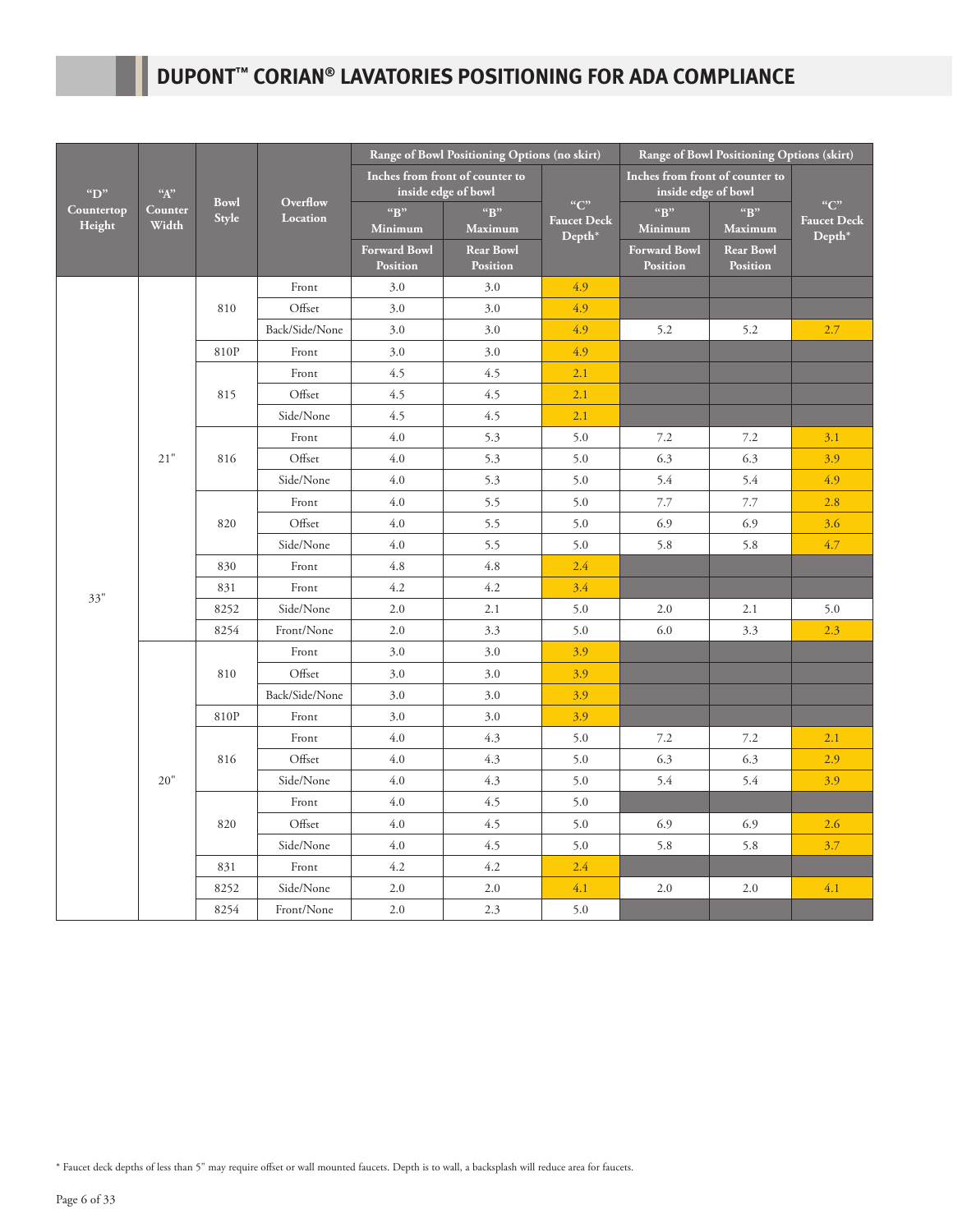# DUPONT™ CORIAN® LAVATORIES POSITIONING FOR ADA COMPLIANCE

| "D" Countertop Height | "A" Counter Width | Bowl Style | Overflow Location | Range of Bowl Positioning Options (no skirt) | | | Range of Bowl Positioning Options (skirt) | | |
|---|---|---|---|---|---|---|---|---|---|
| | | | | Inches from front of counter to inside edge of bowl | | "C" Faucet Deck Depth* | Inches from front of counter to inside edge of bowl | | "C" Faucet Deck Depth* |
| | | | | "B" Minimum Forward Bowl Position | "B" Maximum Rear Bowl Position | | "B" Minimum Forward Bowl Position | "B" Maximum Rear Bowl Position | |
| 33" | 21" | 810 | Front | 3.0 | 3.0 | 4.9 | | | |
| | | | Offset | 3.0 | 3.0 | 4.9 | | | |
| | | | Back/Side/None | 3.0 | 3.0 | 4.9 | 5.2 | 5.2 | 2.7 |
| | | 810P | Front | 3.0 | 3.0 | 4.9 | | | |
| | | 815 | Front | 4.5 | 4.5 | 2.1 | | | |
| | | | Offset | 4.5 | 4.5 | 2.1 | | | |
| | | | Side/None | 4.5 | 4.5 | 2.1 | | | |
| | | 816 | Front | 4.0 | 5.3 | 5.0 | 7.2 | 7.2 | 3.1 |
| | | | Offset | 4.0 | 5.3 | 5.0 | 6.3 | 6.3 | 3.9 |
| | | | Side/None | 4.0 | 5.3 | 5.0 | 5.4 | 5.4 | 4.9 |
| | | 820 | Front | 4.0 | 5.5 | 5.0 | 7.7 | 7.7 | 2.8 |
| | | | Offset | 4.0 | 5.5 | 5.0 | 6.9 | 6.9 | 3.6 |
| | | | Side/None | 4.0 | 5.5 | 5.0 | 5.8 | 5.8 | 4.7 |
| | | 830 | Front | 4.8 | 4.8 | 2.4 | | | |
| | | 831 | Front | 4.2 | 4.2 | 3.4 | | | |
| | | 8252 | Side/None | 2.0 | 2.1 | 5.0 | 2.0 | 2.1 | 5.0 |
| | | 8254 | Front/None | 2.0 | 3.3 | 5.0 | 6.0 | 3.3 | 2.3 |
| | 20" | 810 | Front | 3.0 | 3.0 | 3.9 | | | |
| | | | Offset | 3.0 | 3.0 | 3.9 | | | |
| | | | Back/Side/None | 3.0 | 3.0 | 3.9 | | | |
| | | 810P | Front | 3.0 | 3.0 | 3.9 | | | |
| | | 816 | Front | 4.0 | 4.3 | 5.0 | 7.2 | 7.2 | 2.1 |
| | | | Offset | 4.0 | 4.3 | 5.0 | 6.3 | 6.3 | 2.9 |
| | | | Side/None | 4.0 | 4.3 | 5.0 | 5.4 | 5.4 | 3.9 |
| | | 820 | Front | 4.0 | 4.5 | 5.0 | | | |
| | | | Offset | 4.0 | 4.5 | 5.0 | 6.9 | 6.9 | 2.6 |
| | | | Side/None | 4.0 | 4.5 | 5.0 | 5.8 | 5.8 | 3.7 |
| | | 831 | Front | 4.2 | 4.2 | 2.4 | | | |
| | | 8252 | Side/None | 2.0 | 2.0 | 4.1 | 2.0 | 2.0 | 4.1 |
| | | 8254 | Front/None | 2.0 | 2.3 | 5.0 | | | |

* Faucet deck depths of less than 5" may require offset or wall mounted faucets. Depth is to wall, a backsplash will reduce area for faucets.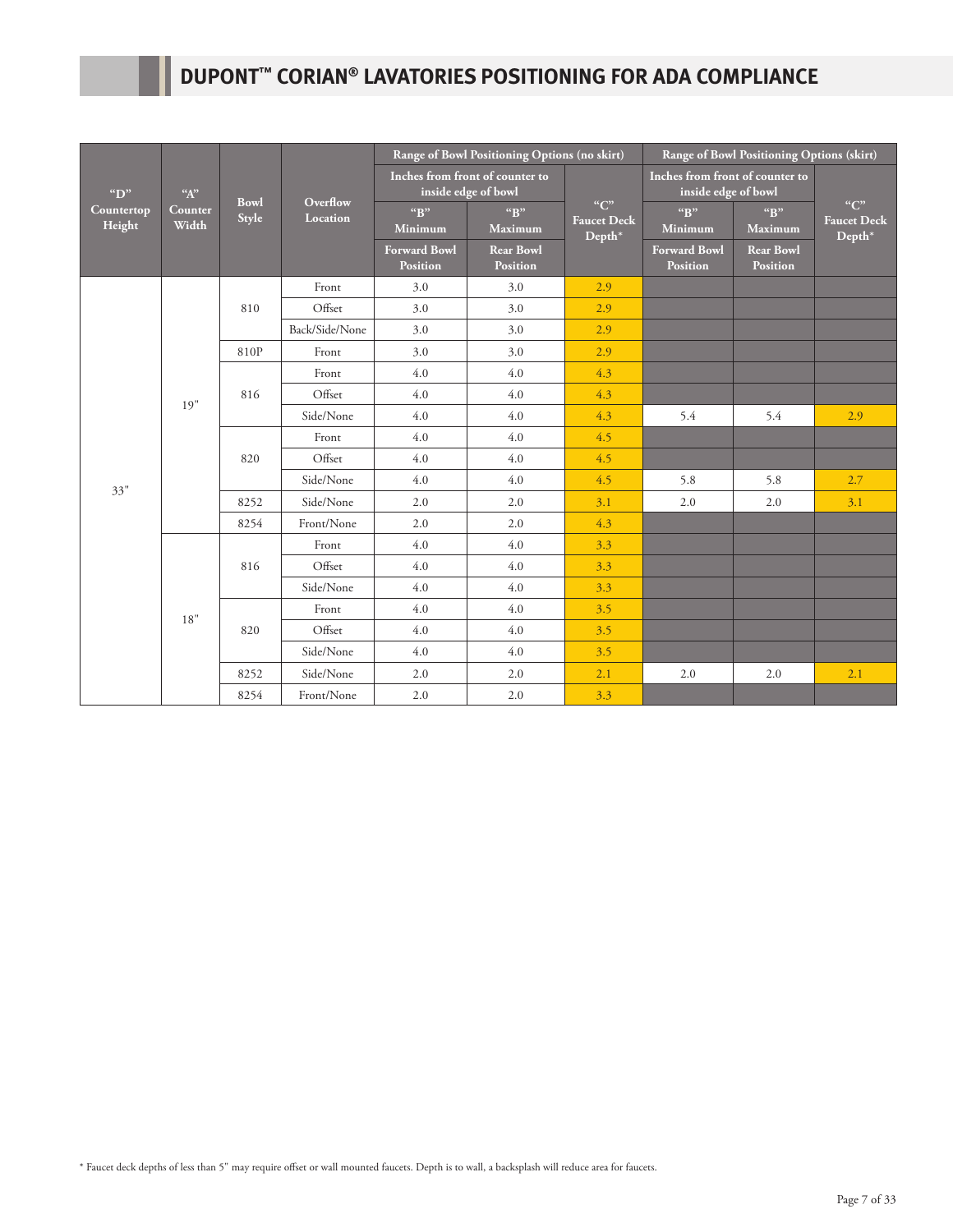# DUPONT™ CORIAN® LAVATORIES POSITIONING FOR ADA COMPLIANCE

| "D" Countertop Height | "A" Counter Width | Bowl Style | Overflow Location | Range of Bowl Positioning Options (no skirt) | | | Range of Bowl Positioning Options (skirt) | | |
|---|---|---|---|---|---|---|---|---|---|
| | | | | Inches from front of counter to inside edge of bowl | | "C" Faucet Deck Depth* | Inches from front of counter to inside edge of bowl | | "C" Faucet Deck Depth* |
| | | | | "B" Minimum Forward Bowl Position | "B" Maximum Rear Bowl Position | | "B" Minimum Forward Bowl Position | "B" Maximum Rear Bowl Position | |
| 33" | 19" | 810 | Front | 3.0 | 3.0 | 2.9 | | | |
| | | | Offset | 3.0 | 3.0 | 2.9 | | | |
| | | | Back/Side/None | 3.0 | 3.0 | 2.9 | | | |
| | | 810P | Front | 3.0 | 3.0 | 2.9 | | | |
| | | 816 | Front | 4.0 | 4.0 | 4.3 | | | |
| | | | Offset | 4.0 | 4.0 | 4.3 | | | |
| | | | Side/None | 4.0 | 4.0 | 4.3 | 5.4 | 5.4 | 2.9 |
| | | 820 | Front | 4.0 | 4.0 | 4.5 | | | |
| | | | Offset | 4.0 | 4.0 | 4.5 | | | |
| | | | Side/None | 4.0 | 4.0 | 4.5 | 5.8 | 5.8 | 2.7 |
| | | 8252 | Side/None | 2.0 | 2.0 | 3.1 | 2.0 | 2.0 | 3.1 |
| | | 8254 | Front/None | 2.0 | 2.0 | 4.3 | | | |
| | 18" | 816 | Front | 4.0 | 4.0 | 3.3 | | | |
| | | | Offset | 4.0 | 4.0 | 3.3 | | | |
| | | | Side/None | 4.0 | 4.0 | 3.3 | | | |
| | | 820 | Front | 4.0 | 4.0 | 3.5 | | | |
| | | | Offset | 4.0 | 4.0 | 3.5 | | | |
| | | | Side/None | 4.0 | 4.0 | 3.5 | | | |
| | | 8252 | Side/None | 2.0 | 2.0 | 2.1 | 2.0 | 2.0 | 2.1 |
| | | 8254 | Front/None | 2.0 | 2.0 | 3.3 | | | |

* Faucet deck depths of less than 5" may require offset or wall mounted faucets. Depth is to wall, a backsplash will reduce area for faucets.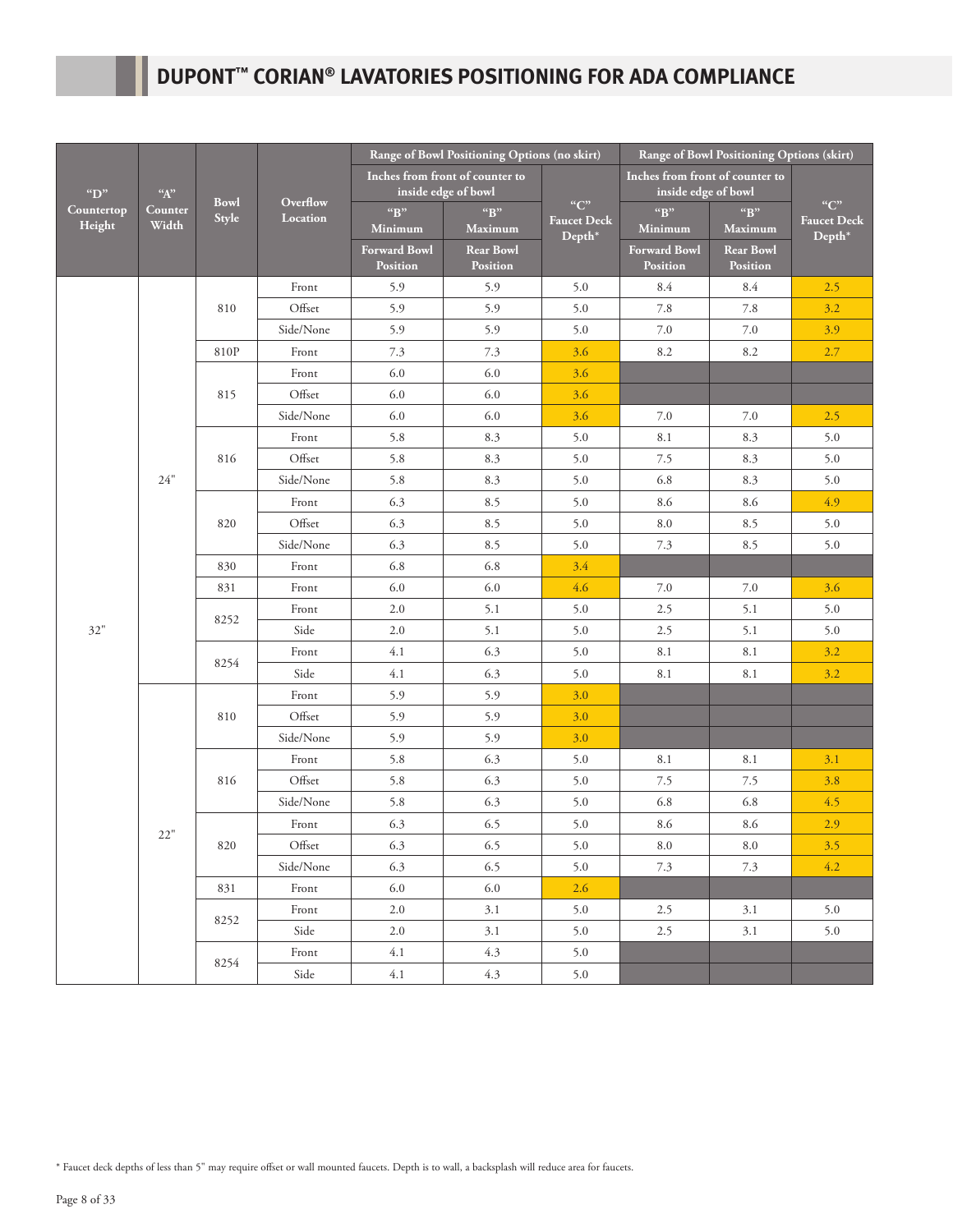# DUPONT™ CORIAN® LAVATORIES POSITIONING FOR ADA COMPLIANCE

| "D" Countertop Height | "A" Counter Width | Bowl Style | Overflow Location | Range of Bowl Positioning Options (no skirt) | | | Range of Bowl Positioning Options (skirt) | | |
|---|---|---|---|---|---|---|---|---|---|
| | | | | Inches from front of counter to inside edge of bowl | | "C" Faucet Deck Depth* | Inches from front of counter to inside edge of bowl | | "C" Faucet Deck Depth* |
| | | | | "B" Minimum | "B" Maximum | | "B" Minimum | "B" Maximum | |
| | | | | Forward Bowl Position | Rear Bowl Position | | Forward Bowl Position | Rear Bowl Position | |
| 32" | 24" | 810 | Front | 5.9 | 5.9 | 5.0 | 8.4 | 8.4 | 2.5 |
| | | | Offset | 5.9 | 5.9 | 5.0 | 7.8 | 7.8 | 3.2 |
| | | | Side/None | 5.9 | 5.9 | 5.0 | 7.0 | 7.0 | 3.9 |
| | | 810P | Front | 7.3 | 7.3 | 3.6 | 8.2 | 8.2 | 2.7 |
| | | 815 | Front | 6.0 | 6.0 | 3.6 | | | |
| | | | Offset | 6.0 | 6.0 | 3.6 | | | |
| | | | Side/None | 6.0 | 6.0 | 3.6 | 7.0 | 7.0 | 2.5 |
| | | 816 | Front | 5.8 | 8.3 | 5.0 | 8.1 | 8.3 | 5.0 |
| | | | Offset | 5.8 | 8.3 | 5.0 | 7.5 | 8.3 | 5.0 |
| | | | Side/None | 5.8 | 8.3 | 5.0 | 6.8 | 8.3 | 5.0 |
| | | 820 | Front | 6.3 | 8.5 | 5.0 | 8.6 | 8.6 | 4.9 |
| | | | Offset | 6.3 | 8.5 | 5.0 | 8.0 | 8.5 | 5.0 |
| | | | Side/None | 6.3 | 8.5 | 5.0 | 7.3 | 8.5 | 5.0 |
| | | 830 | Front | 6.8 | 6.8 | 3.4 | | | |
| | | 831 | Front | 6.0 | 6.0 | 4.6 | 7.0 | 7.0 | 3.6 |
| | | 8252 | Front | 2.0 | 5.1 | 5.0 | 2.5 | 5.1 | 5.0 |
| | | | Side | 2.0 | 5.1 | 5.0 | 2.5 | 5.1 | 5.0 |
| | | 8254 | Front | 4.1 | 6.3 | 5.0 | 8.1 | 8.1 | 3.2 |
| | | | Side | 4.1 | 6.3 | 5.0 | 8.1 | 8.1 | 3.2 |
| | 22" | 810 | Front | 5.9 | 5.9 | 3.0 | | | |
| | | | Offset | 5.9 | 5.9 | 3.0 | | | |
| | | | Side/None | 5.9 | 5.9 | 3.0 | | | |
| | | 816 | Front | 5.8 | 6.3 | 5.0 | 8.1 | 8.1 | 3.1 |
| | | | Offset | 5.8 | 6.3 | 5.0 | 7.5 | 7.5 | 3.8 |
| | | | Side/None | 5.8 | 6.3 | 5.0 | 6.8 | 6.8 | 4.5 |
| | | 820 | Front | 6.3 | 6.5 | 5.0 | 8.6 | 8.6 | 2.9 |
| | | | Offset | 6.3 | 6.5 | 5.0 | 8.0 | 8.0 | 3.5 |
| | | | Side/None | 6.3 | 6.5 | 5.0 | 7.3 | 7.3 | 4.2 |
| | | 831 | Front | 6.0 | 6.0 | 2.6 | | | |
| | | 8252 | Front | 2.0 | 3.1 | 5.0 | 2.5 | 3.1 | 5.0 |
| | | | Side | 2.0 | 3.1 | 5.0 | 2.5 | 3.1 | 5.0 |
| | | 8254 | Front | 4.1 | 4.3 | 5.0 | | | |
| | | | Side | 4.1 | 4.3 | 5.0 | | | |

* Faucet deck depths of less than 5" may require offset or wall mounted faucets. Depth is to wall, a backsplash will reduce area for faucets.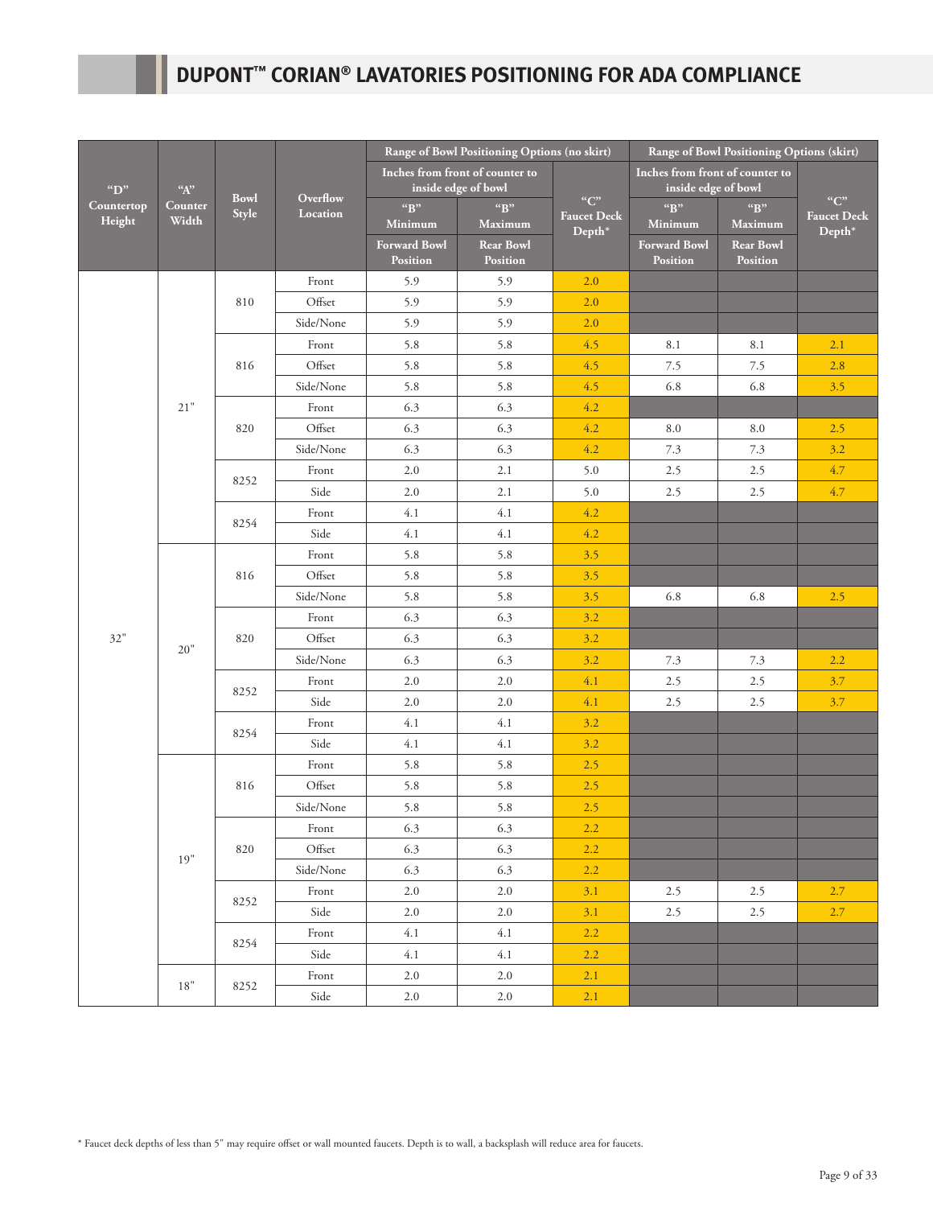# DUPONT™ CORIAN® LAVATORIES POSITIONING FOR ADA COMPLIANCE

| "D" Countertop Height | "A" Counter Width | Bowl Style | Overflow Location | Range of Bowl Positioning Options (no skirt) | | | Range of Bowl Positioning Options (skirt) | | |
|---|---|---|---|---|---|---|---|---|---|
| | | | | Inches from front of counter to inside edge of bowl | | "C" Faucet Deck Depth* | Inches from front of counter to inside edge of bowl | | "C" Faucet Deck Depth* |
| | | | | "B" Minimum Forward Bowl Position | "B" Maximum Rear Bowl Position | | "B" Minimum Forward Bowl Position | "B" Maximum Rear Bowl Position | |
| 32" | 21" | 810 | Front | 5.9 | 5.9 | 2.0 | | | |
| | | | Offset | 5.9 | 5.9 | 2.0 | | | |
| | | | Side/None | 5.9 | 5.9 | 2.0 | | | |
| | | 816 | Front | 5.8 | 5.8 | 4.5 | 8.1 | 8.1 | 2.1 |
| | | | Offset | 5.8 | 5.8 | 4.5 | 7.5 | 7.5 | 2.8 |
| | | | Side/None | 5.8 | 5.8 | 4.5 | 6.8 | 6.8 | 3.5 |
| | | 820 | Front | 6.3 | 6.3 | 4.2 | | | |
| | | | Offset | 6.3 | 6.3 | 4.2 | 8.0 | 8.0 | 2.5 |
| | | | Side/None | 6.3 | 6.3 | 4.2 | 7.3 | 7.3 | 3.2 |
| | | 8252 | Front | 2.0 | 2.1 | 5.0 | 2.5 | 2.5 | 4.7 |
| | | | Side | 2.0 | 2.1 | 5.0 | 2.5 | 2.5 | 4.7 |
| | | 8254 | Front | 4.1 | 4.1 | 4.2 | | | |
| | | | Side | 4.1 | 4.1 | 4.2 | | | |
| | 20" | 816 | Front | 5.8 | 5.8 | 3.5 | | | |
| | | | Offset | 5.8 | 5.8 | 3.5 | | | |
| | | | Side/None | 5.8 | 5.8 | 3.5 | 6.8 | 6.8 | 2.5 |
| | | 820 | Front | 6.3 | 6.3 | 3.2 | | | |
| | | | Offset | 6.3 | 6.3 | 3.2 | | | |
| | | | Side/None | 6.3 | 6.3 | 3.2 | 7.3 | 7.3 | 2.2 |
| | | 8252 | Front | 2.0 | 2.0 | 4.1 | 2.5 | 2.5 | 3.7 |
| | | | Side | 2.0 | 2.0 | 4.1 | 2.5 | 2.5 | 3.7 |
| | | 8254 | Front | 4.1 | 4.1 | 3.2 | | | |
| | | | Side | 4.1 | 4.1 | 3.2 | | | |
| | 19" | 816 | Front | 5.8 | 5.8 | 2.5 | | | |
| | | | Offset | 5.8 | 5.8 | 2.5 | | | |
| | | | Side/None | 5.8 | 5.8 | 2.5 | | | |
| | | 820 | Front | 6.3 | 6.3 | 2.2 | | | |
| | | | Offset | 6.3 | 6.3 | 2.2 | | | |
| | | | Side/None | 6.3 | 6.3 | 2.2 | | | |
| | | 8252 | Front | 2.0 | 2.0 | 3.1 | 2.5 | 2.5 | 2.7 |
| | | | Side | 2.0 | 2.0 | 3.1 | 2.5 | 2.5 | 2.7 |
| | | 8254 | Front | 4.1 | 4.1 | 2.2 | | | |
| | | | Side | 4.1 | 4.1 | 2.2 | | | |
| | 18" | 8252 | Front | 2.0 | 2.0 | 2.1 | | | |
| | | | Side | 2.0 | 2.0 | 2.1 | | | |

* Faucet deck depths of less than 5" may require offset or wall mounted faucets. Depth is to wall, a backsplash will reduce area for faucets.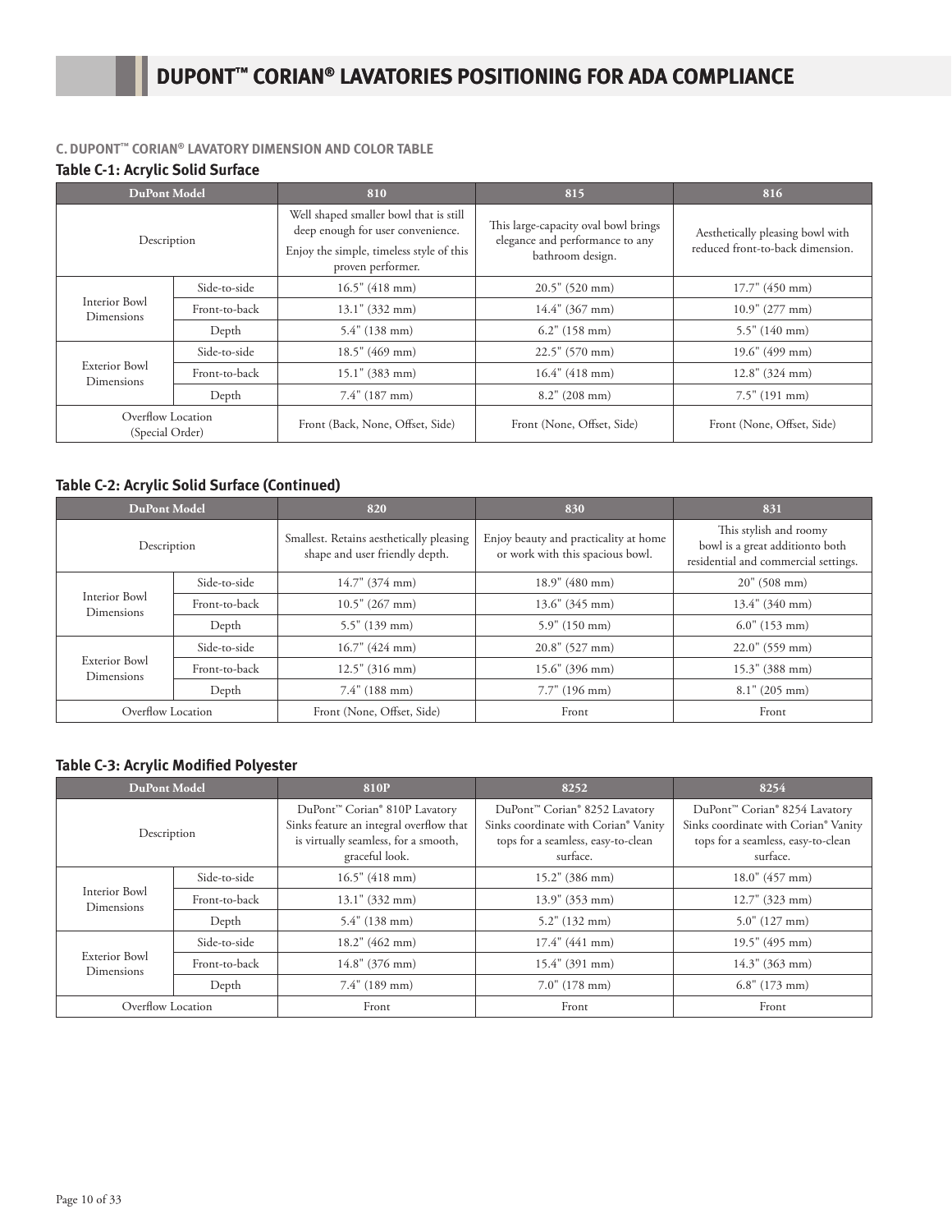# DUPONT™ CORIAN® LAVATORIES POSITIONING FOR ADA COMPLIANCE

### C. DUPONT™ CORIAN® LAVATORY DIMENSION AND COLOR TABLE

#### Table C-1: Acrylic Solid Surface

| DuPont Model | | 810 | 815 | 816 |
|---|---|---|---|---|
| Description | | Well shaped smaller bowl that is still deep enough for user convenience. Enjoy the simple, timeless style of this proven performer. | This large-capacity oval bowl brings elegance and performance to any bathroom design. | Aesthetically pleasing bowl with reduced front-to-back dimension. |
| Interior Bowl Dimensions | Side-to-side | 16.5" (418 mm) | 20.5" (520 mm) | 17.7" (450 mm) |
| | Front-to-back | 13.1" (332 mm) | 14.4" (367 mm) | 10.9" (277 mm) |
| | Depth | 5.4" (138 mm) | 6.2" (158 mm) | 5.5" (140 mm) |
| Exterior Bowl Dimensions | Side-to-side | 18.5" (469 mm) | 22.5" (570 mm) | 19.6" (499 mm) |
| | Front-to-back | 15.1" (383 mm) | 16.4" (418 mm) | 12.8" (324 mm) |
| | Depth | 7.4" (187 mm) | 8.2" (208 mm) | 7.5" (191 mm) |
| Overflow Location (Special Order) | | Front (Back, None, Offset, Side) | Front (None, Offset, Side) | Front (None, Offset, Side) |

#### Table C-2: Acrylic Solid Surface (Continued)

| DuPont Model | | 820 | 830 | 831 |
|---|---|---|---|---|
| Description | | Smallest. Retains aesthetically pleasing shape and user friendly depth. | Enjoy beauty and practicality at home or work with this spacious bowl. | This stylish and roomy bowl is a great additionto both residential and commercial settings. |
| Interior Bowl Dimensions | Side-to-side | 14.7" (374 mm) | 18.9" (480 mm) | 20" (508 mm) |
| | Front-to-back | 10.5" (267 mm) | 13.6" (345 mm) | 13.4" (340 mm) |
| | Depth | 5.5" (139 mm) | 5.9" (150 mm) | 6.0" (153 mm) |
| Exterior Bowl Dimensions | Side-to-side | 16.7" (424 mm) | 20.8" (527 mm) | 22.0" (559 mm) |
| | Front-to-back | 12.5" (316 mm) | 15.6" (396 mm) | 15.3" (388 mm) |
| | Depth | 7.4" (188 mm) | 7.7" (196 mm) | 8.1" (205 mm) |
| Overflow Location | | Front (None, Offset, Side) | Front | Front |

#### Table C-3: Acrylic Modified Polyester

| DuPont Model | | 810P | 8252 | 8254 |
|---|---|---|---|---|
| Description | | DuPont™ Corian® 810P Lavatory Sinks feature an integral overflow that is virtually seamless, for a smooth, graceful look. | DuPont™ Corian® 8252 Lavatory Sinks coordinate with Corian® Vanity tops for a seamless, easy-to-clean surface. | DuPont™ Corian® 8254 Lavatory Sinks coordinate with Corian® Vanity tops for a seamless, easy-to-clean surface. |
| Interior Bowl Dimensions | Side-to-side | 16.5" (418 mm) | 15.2" (386 mm) | 18.0" (457 mm) |
| | Front-to-back | 13.1" (332 mm) | 13.9" (353 mm) | 12.7" (323 mm) |
| | Depth | 5.4" (138 mm) | 5.2" (132 mm) | 5.0" (127 mm) |
| Exterior Bowl Dimensions | Side-to-side | 18.2" (462 mm) | 17.4" (441 mm) | 19.5" (495 mm) |
| | Front-to-back | 14.8" (376 mm) | 15.4" (391 mm) | 14.3" (363 mm) |
| | Depth | 7.4" (189 mm) | 7.0" (178 mm) | 6.8" (173 mm) |
| Overflow Location | | Front | Front | Front |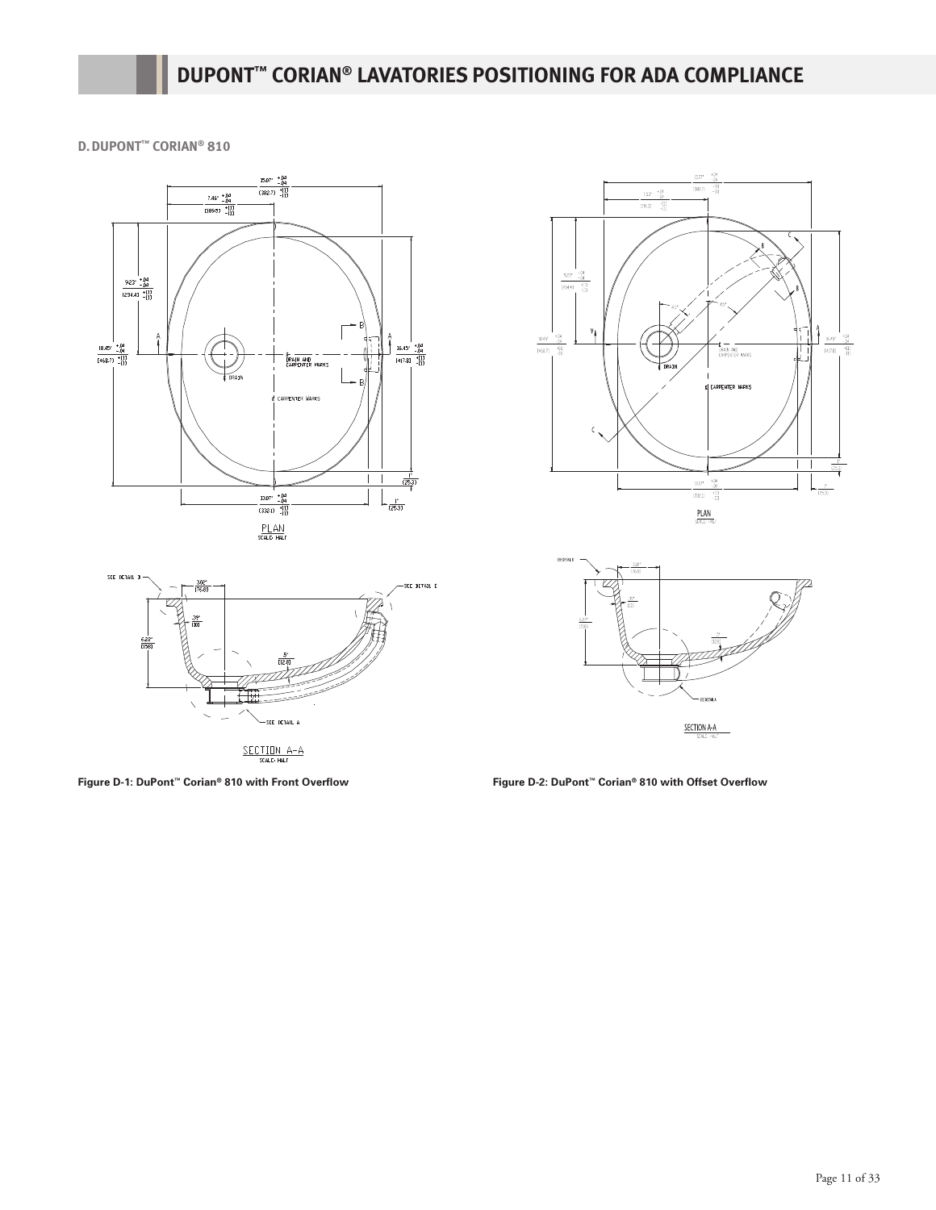# DUPONT™ CORIAN® LAVATORIES POSITIONING FOR ADA COMPLIANCE

## D. DUPONT™ CORIAN® 810

15.07" +.04 −.04
(382.7) +(1) −(1)
7.46" +.04 −.04
(189.5) +(1) −(1)
9.23" +.04 −.04
(234.4) +(1) −(1)
18.45" +.04 −.04
(468.7) +(1) −(1)
16.45" +.04 −.04
(417.8) +(1) −(1)
A
B
DRAIN
℄ DRAIN AND CARPENTER MARKS
℄ CARPENTER MARKS
13.07" +.04 −.04
(332.1) +(1) −(1)
1" (25.3)
PLAN
SCALE: HALF

SEE DETAIL B
3.02" (76.8)
.39" (10)
6.22" (158)
.5" (12.8)
SEE DETAIL C
SEE DETAIL A
SECTION A-A
SCALE: HALF

**Figure D-1: DuPont™ Corian® 810 with Front Overflow**

**Figure D-2: DuPont™ Corian® 810 with Offset Overflow**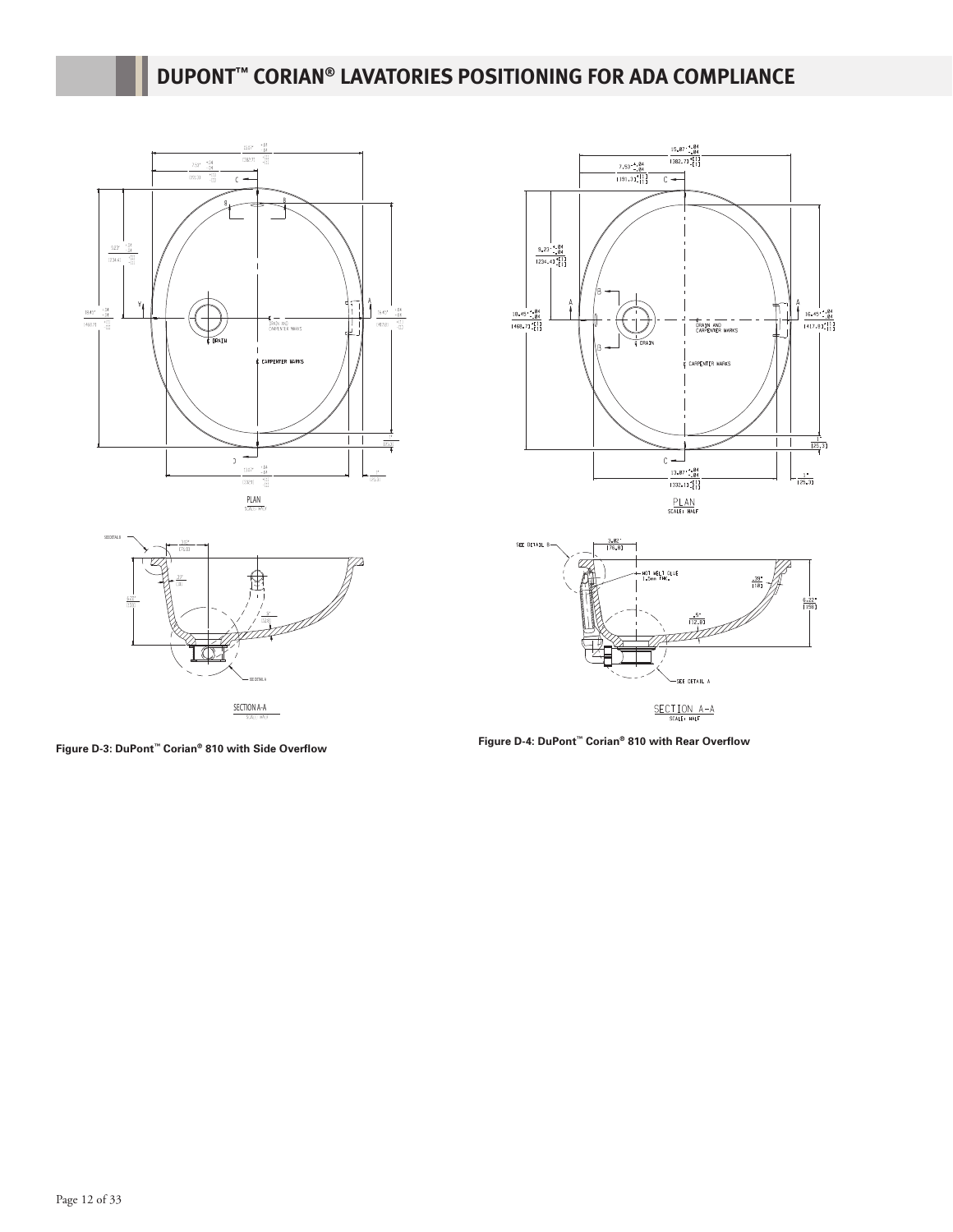# DUPONT™ CORIAN® LAVATORIES POSITIONING FOR ADA COMPLIANCE

PLAN

SCALE: HALF

SECTION A-A

SCALE: HALF

**Figure D-3: DuPont™ Corian® 810 with Side Overflow**

PLAN

SCALE: HALF

SECTION A-A

SCALE: HALF

**Figure D-4: DuPont™ Corian® 810 with Rear Overflow**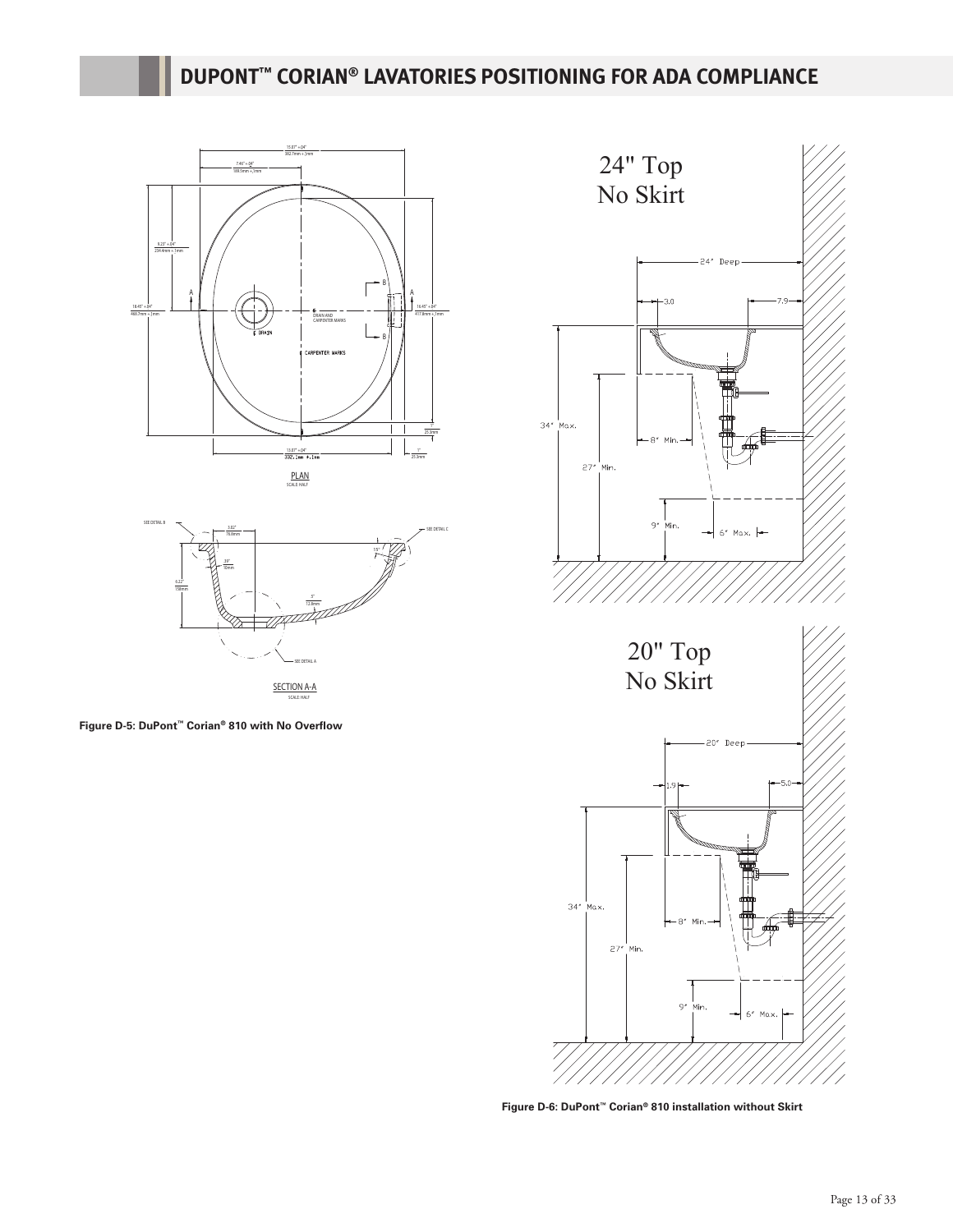# DUPONT™ CORIAN® LAVATORIES POSITIONING FOR ADA COMPLIANCE

15.87" ±.04"
392.7mm ±.1mm

7.46" ±.04"
189.5mm ±.1mm

9.23" ±.04"
234.4mm ±.1mm

18.45" ±.04"
468.7mm ±.1mm

16.45" ±.04"
417.8mm ±.1mm

DRAIN AND CARPENTER MARKS

DRAIN

CARPENTER MARKS

1"
25.3mm

13.07" ±.04"
332.1mm ±.1mm

1"
25.3mm

PLAN
SCALE HALF

SEE DETAIL B

3.02"
76.8mm

SEE DETAIL C

.39"
10mm

6.22"
158mm

.5"
12.8mm

SEE DETAIL A

SECTION A-A
SCALE HALF

**Figure D-5: DuPont™ Corian® 810 with No Overflow**

24" Top
No Skirt

24" Deep

3.0

7.9

34" Max.

8" Min.

27" Min.

9" Min.

6" Max.

20" Top
No Skirt

20" Deep

1.9

5.0

34" Max.

8" Min.

27" Min.

9" Min.

6" Max.

**Figure D-6: DuPont™ Corian® 810 installation without Skirt**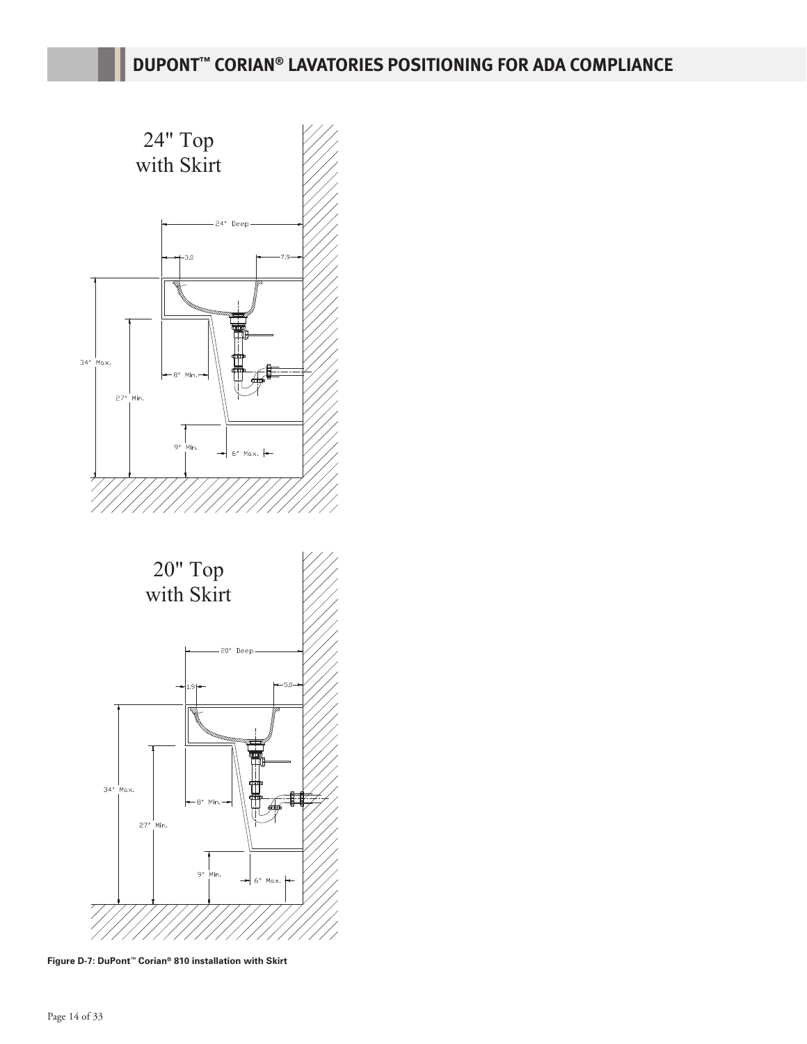# DUPONT™ CORIAN® LAVATORIES POSITIONING FOR ADA COMPLIANCE

24" Top
with Skirt

24" Deep
3.0
7.9
34" Max.
27" Min.
8" Min.
9" Min.
6" Max.

20" Top
with Skirt

20" Deep
1.9
5.0
34" Max.
27" Min.
8" Min.
9" Min.
6" Max.

**Figure D-7: DuPont™ Corian® 810 installation with Skirt**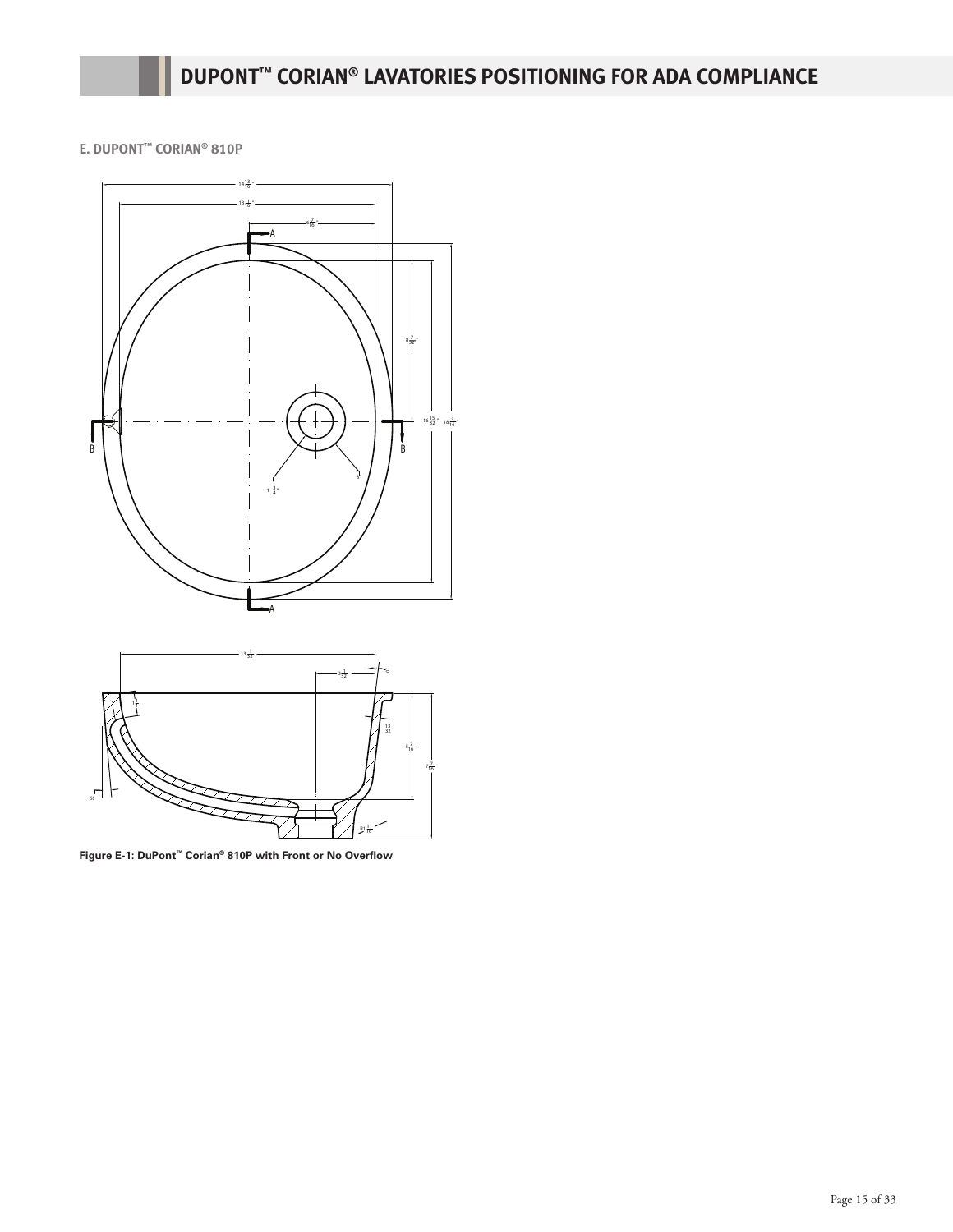# DUPONT™ CORIAN® LAVATORIES POSITIONING FOR ADA COMPLIANCE

## E. DUPONT™ CORIAN® 810P

$16\frac{13}{16}$"

$13\frac{1}{16}$"

$6\frac{7}{16}$"

A

$8\frac{7}{32}$"

B

B

$16\frac{15}{32}$"

$18\frac{3}{16}$"

3"

$1\frac{3}{4}$"

A

$13\frac{1}{32}$"

$3\frac{1}{32}$"

8

$1\frac{1}{4}$

1

$\frac{13}{32}$

$5\frac{7}{16}$

$7\frac{7}{16}$

50

$R1\frac{11}{16}$

**Figure E-1: DuPont™ Corian® 810P with Front or No Overflow**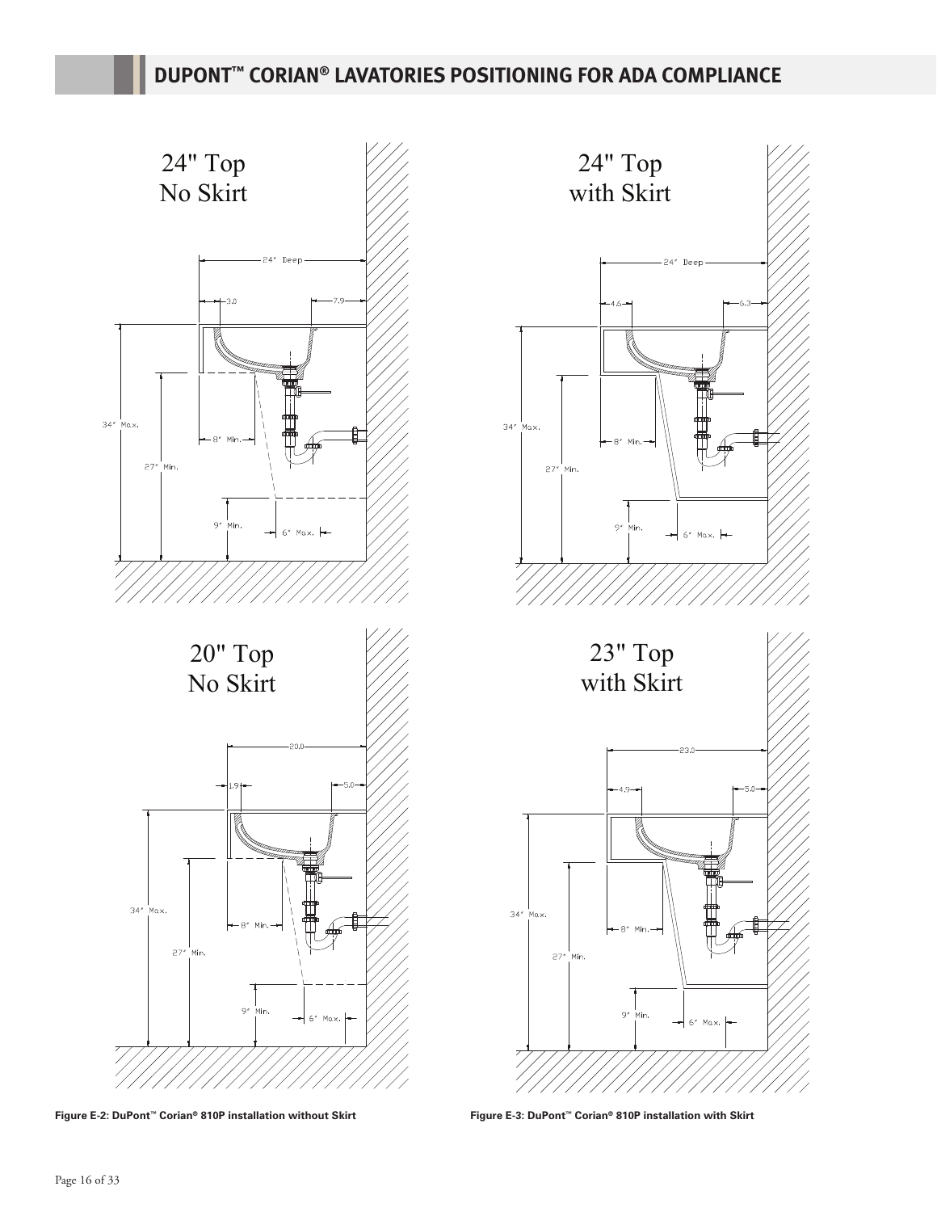## DUPONT™ CORIAN® LAVATORIES POSITIONING FOR ADA COMPLIANCE

24" Top
No Skirt

24" Deep
3.0
7.9
34" Max.
27" Min.
8" Min.
9" Min.
6" Max.

24" Top
with Skirt

24" Deep
4.6
6.3
34" Max.
27" Min.
8" Min.
9" Min.
6" Max.

20" Top
No Skirt

20.0
1.9
5.0
34" Max.
27" Min.
8" Min.
9" Min.
6" Max.

23" Top
with Skirt

23.0
4.9
5.0
34" Max.
27" Min.
8" Min.
9" Min.
6" Max.

**Figure E-2: DuPont™ Corian® 810P installation without Skirt**

**Figure E-3: DuPont™ Corian® 810P installation with Skirt**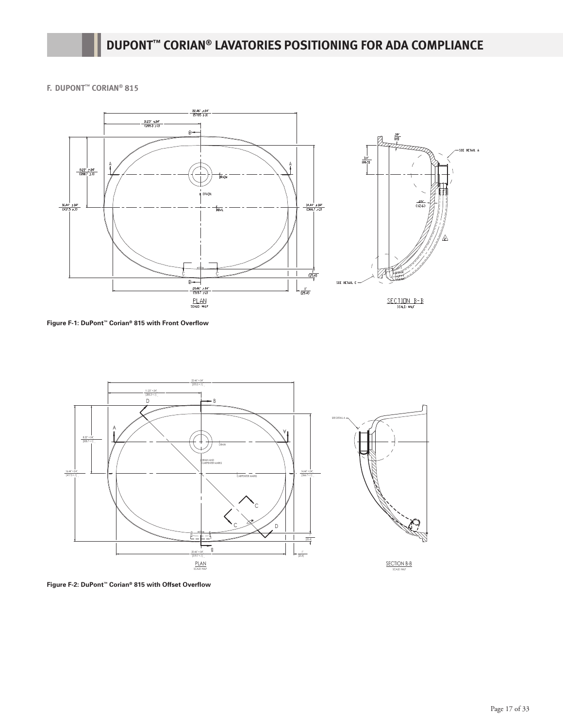# DUPONT™ CORIAN® LAVATORIES POSITIONING FOR ADA COMPLIANCE

## F. DUPONT™ CORIAN® 815

22.46" ±.04"
[570.5 ±1]

11.23" ±.04"
[285.3 ±1]

8.22" ±.04"
[208.7 ±1]

16.44" ±.04"
[417.5 ±1]

14.44" ±.04"
[366.7 ±1]

20.46" ±.04"
[519.7 ±1]

1"
[25.4]

1"
[25.4]

DRAIN

BOWL

PLAN
SCALE: HALF

.39"
[10]

3.4"
[86.5]

.50"
[12.6]

SEE DETAIL A

SEE DETAIL C

SECTION B-B
SCALE: HALF

**Figure F-1: DuPont™ Corian® 815 with Front Overflow**

22.46" ±.04"
[570.5 ±1]

11.23" ±.04"
[285.3 ±1]

8.22" ±.04"
[208.7 ±1]

16.44" ±.04"
[417.5 ±1]

14.44" ±.04"
[366.7 ±1]

20.46" ±.04"
[519.7 ±1]

1"
[25.4]

[25.4]

DRAIN

DRAIN AND CARPENTER MARKS

CARPENTER MARKS

PLAN
SCALE: HALF

SEE DETAIL A

SECTION B-B
SCALE: HALF

**Figure F-2: DuPont™ Corian® 815 with Offset Overflow**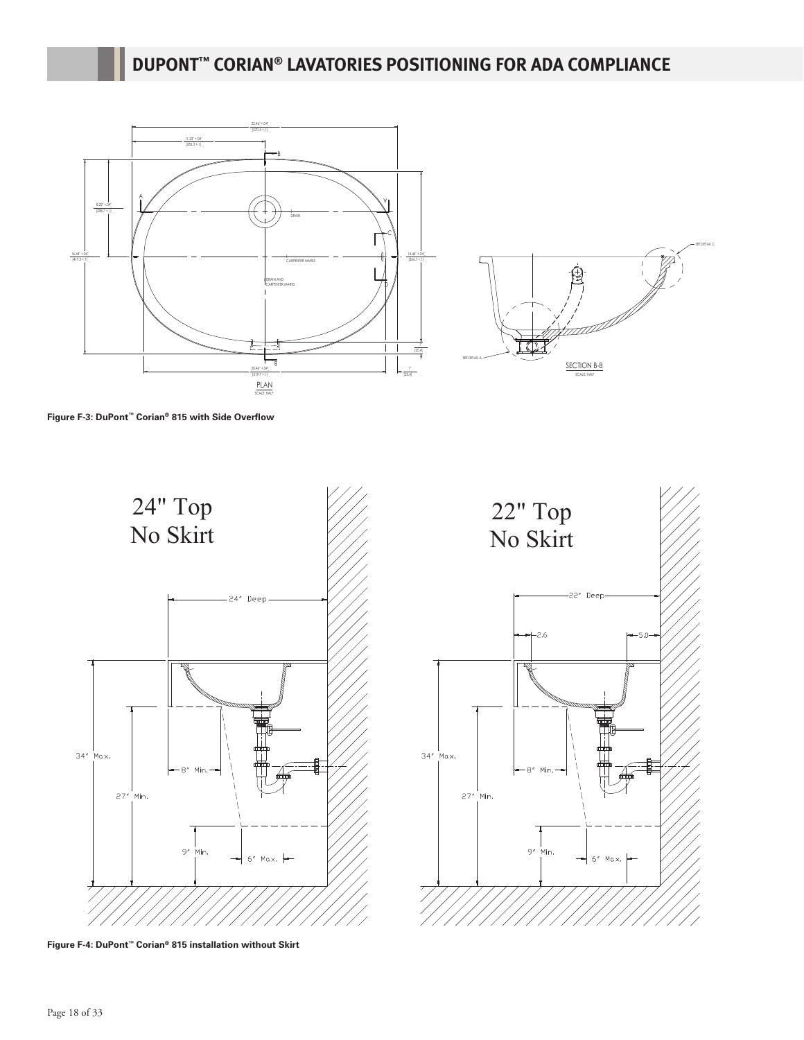# DUPONT™ CORIAN® LAVATORIES POSITIONING FOR ADA COMPLIANCE

**Figure F-3: DuPont™ Corian® 815 with Side Overflow**

**Figure F-4: DuPont™ Corian® 815 installation without Skirt**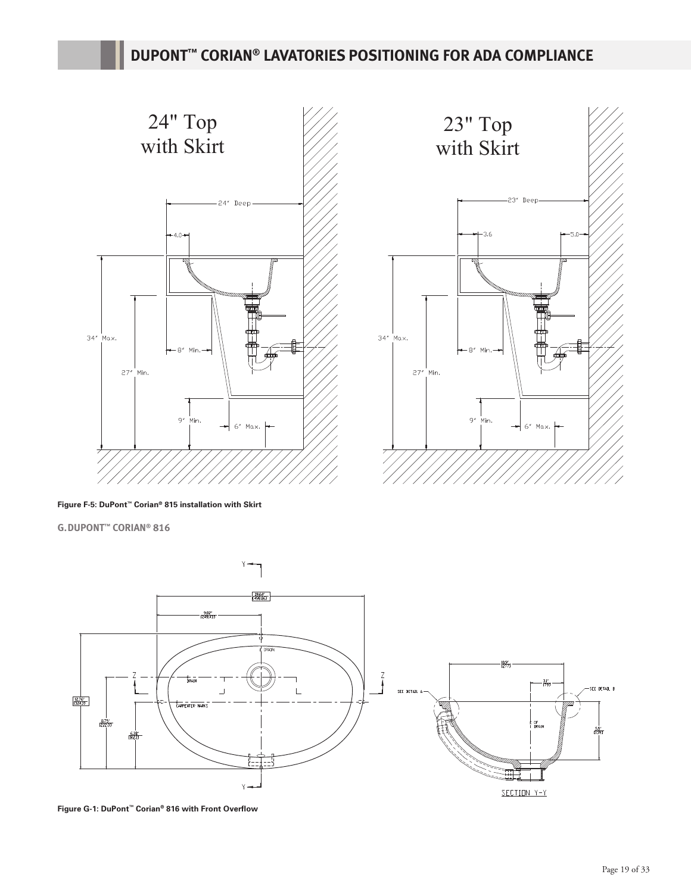# DUPONT™ CORIAN® LAVATORIES POSITIONING FOR ADA COMPLIANCE

24" Top
with Skirt

24" Deep
4.0
34" Max.
27" Min.
8" Min.
9" Min.
6" Max.

23" Top
with Skirt

23" Deep
3.6
5.0
34" Max.
27" Min.
8" Min.
9" Min.
6" Max.

**Figure F-5: DuPont™ Corian® 815 installation with Skirt**

## G. DUPONT™ CORIAN® 816

Y
19.64" (498.86)
9.82" (249.43)
DRAIN
Z
DRAIN
Z
CARPENTER MARKS
12.76" (324.1)
8.75" (222.3)
6.38" (162.1)
Y

SEE DETAIL A
10.9" (277)
3.1" (79)
SEE DETAIL B
OF DRAIN
5.5" (139)
SECTION Y-Y

**Figure G-1: DuPont™ Corian® 816 with Front Overflow**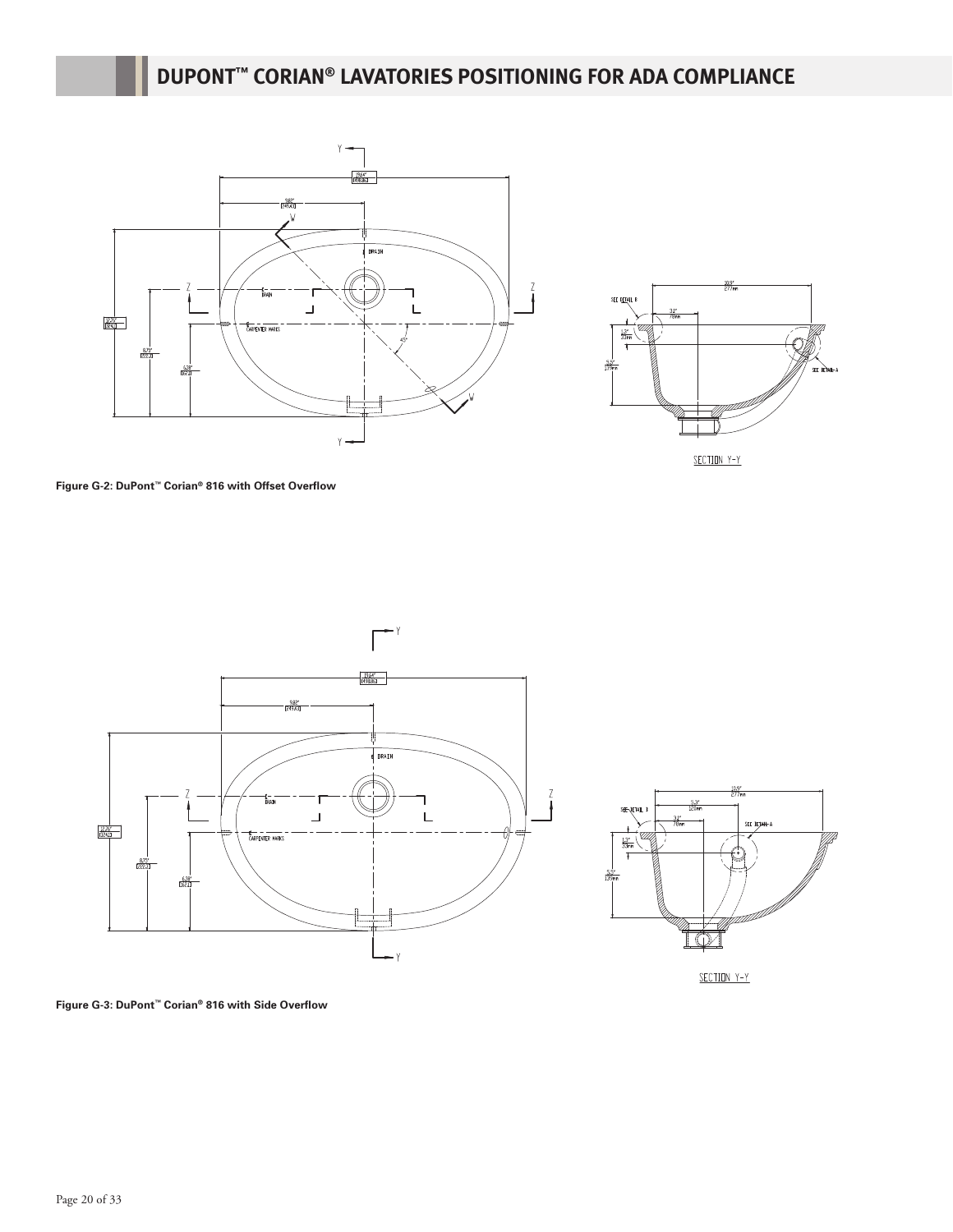# DUPONT™ CORIAN® LAVATORIES POSITIONING FOR ADA COMPLIANCE

Figure G-2: DuPont™ Corian® 816 with Offset Overflow

Figure G-3: DuPont™ Corian® 816 with Side Overflow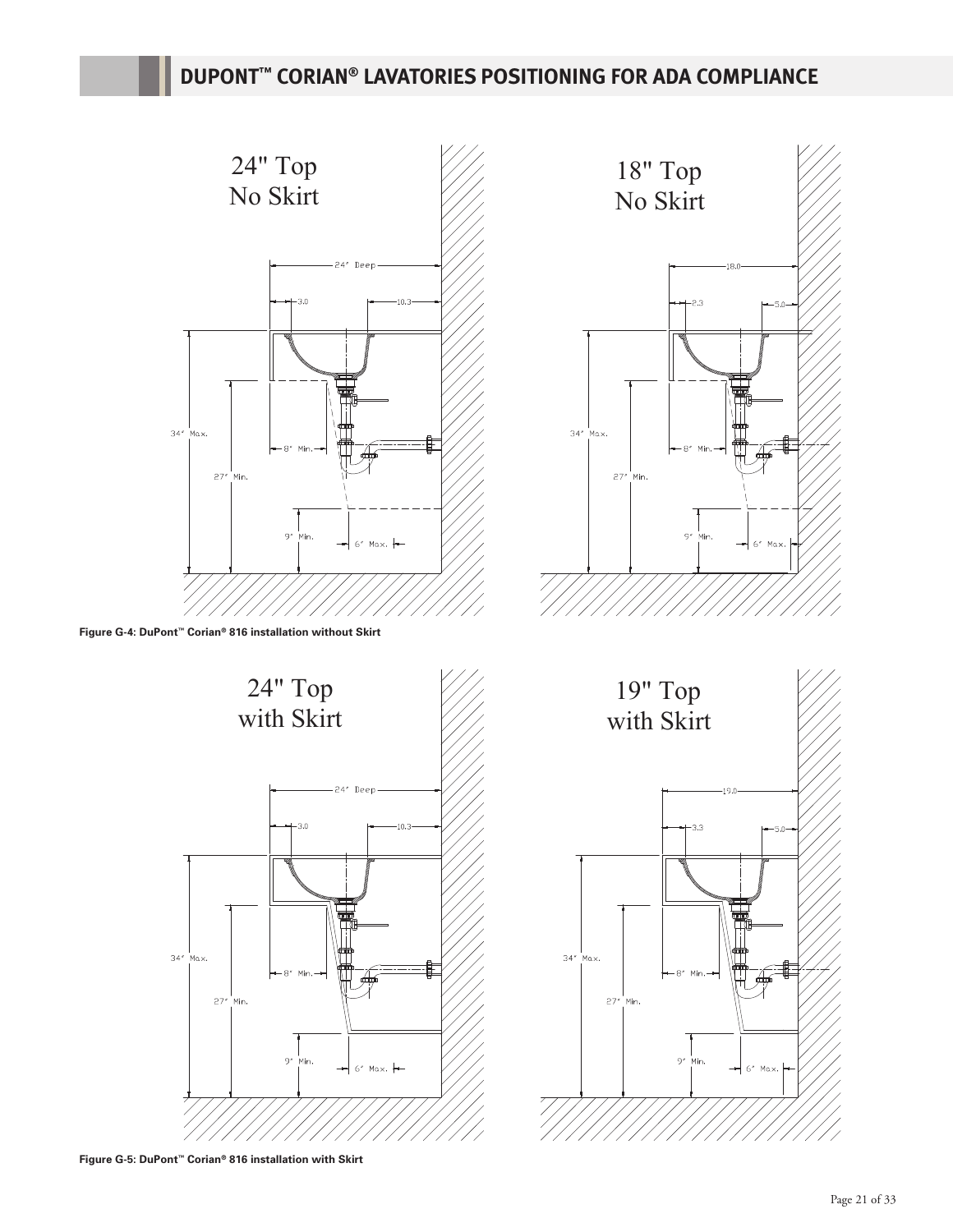# DUPONT™ CORIAN® LAVATORIES POSITIONING FOR ADA COMPLIANCE

24" Top
No Skirt

24" Deep
3.0
10.3
34" Max.
27" Min.
8" Min.
9" Min.
6" Max.

18" Top
No Skirt

18.0
2.3
5.0
34" Max.
27" Min.
8" Min.
9" Min.
6" Max.

**Figure G-4: DuPont™ Corian® 816 installation without Skirt**

24" Top
with Skirt

24" Deep
3.0
10.3
34" Max.
27" Min.
8" Min.
9" Min.
6" Max.

19" Top
with Skirt

19.0
3.3
5.0
34" Max.
27" Min.
8" Min.
9" Min.
6" Max.

**Figure G-5: DuPont™ Corian® 816 installation with Skirt**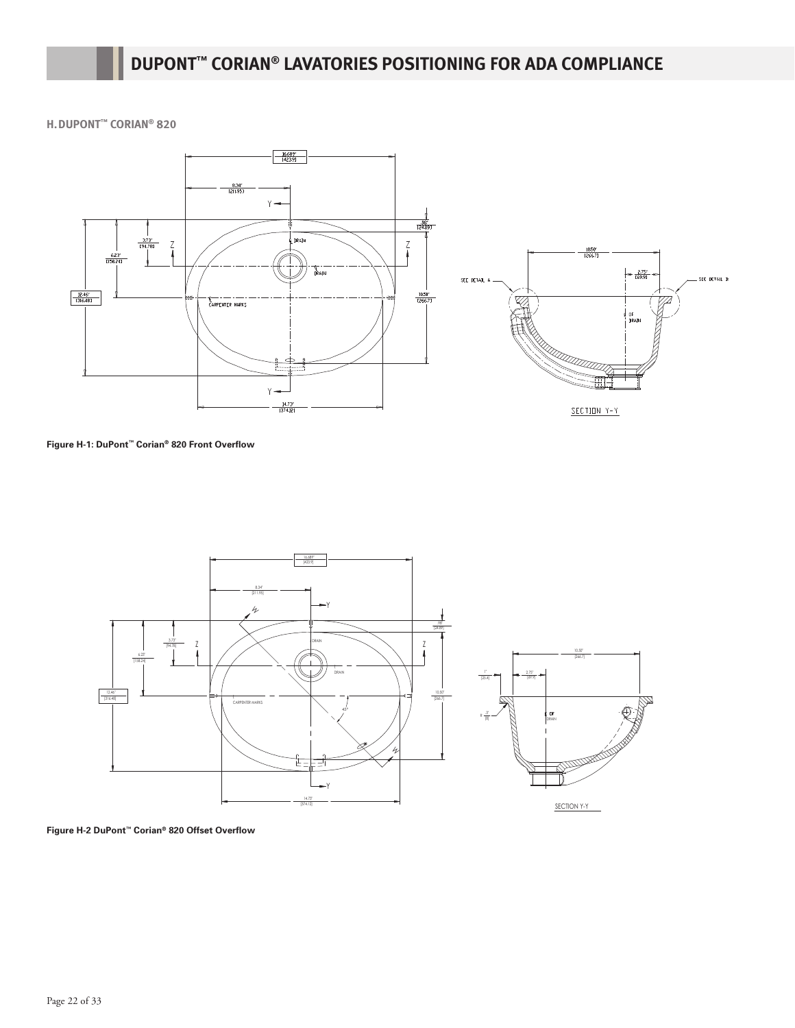# DUPONT™ CORIAN® LAVATORIES POSITIONING FOR ADA COMPLIANCE

### H. DUPONT™ CORIAN® 820

**Figure H-1: DuPont™ Corian® 820 Front Overflow**

**Figure H-2 DuPont™ Corian® 820 Offset Overflow**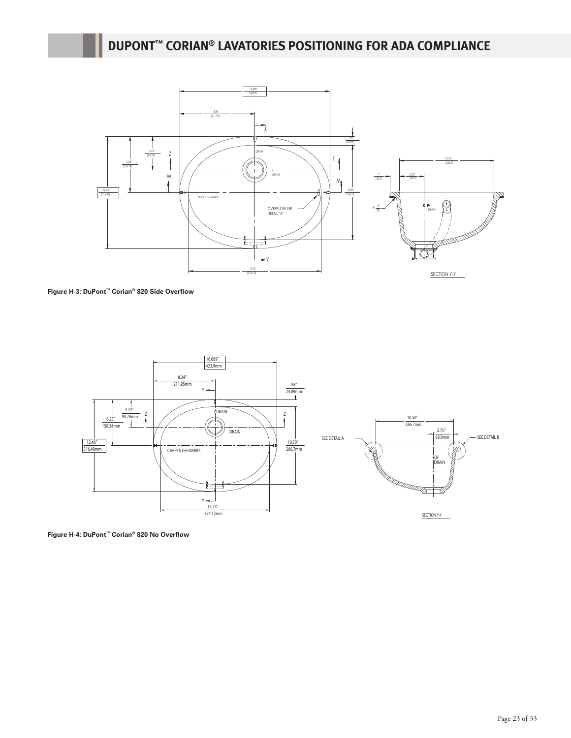# DUPONT™ CORIAN® LAVATORIES POSITIONING FOR ADA COMPLIANCE

16.689"
[423.9]

8.34"
[211.95]

Y

.98"
[24.89]

3.73"
[94.78]

Z

DRAIN

Z

6.23"
[158.24]

DRAIN

W

W

12.46"
[316.48]

CARPENTER MARKS

10.50"
[266.7]

OVERFLOW SEE DETAIL "A"

Y

14.73"
[374.12]

10.50"
[266.7]

1"
[25.4]

2.75"
[69.9]

R .3"
[8]

OF DRAIN

SECTION Y-Y

**Figure H-3: DuPont™ Corian® 820 Side Overflow**

16.689"
423.9mm

8.34"
211.95mm

.98"
24.89mm

Y

3.73"
94.78mm

Z

DRAIN

Z

6.23"
158.24mm

DRAIN

12.46"
316.48mm

CARPENTER MARKS

10.50"
266.7mm

Y

14.73"
374.12mm

10.50"
266.7mm

2.75"
69.9mm

SEE DETAIL A

SEE DETAIL B

OF DRAIN

SECTION Y-Y

**Figure H-4: DuPont™ Corian® 820 No Overflow**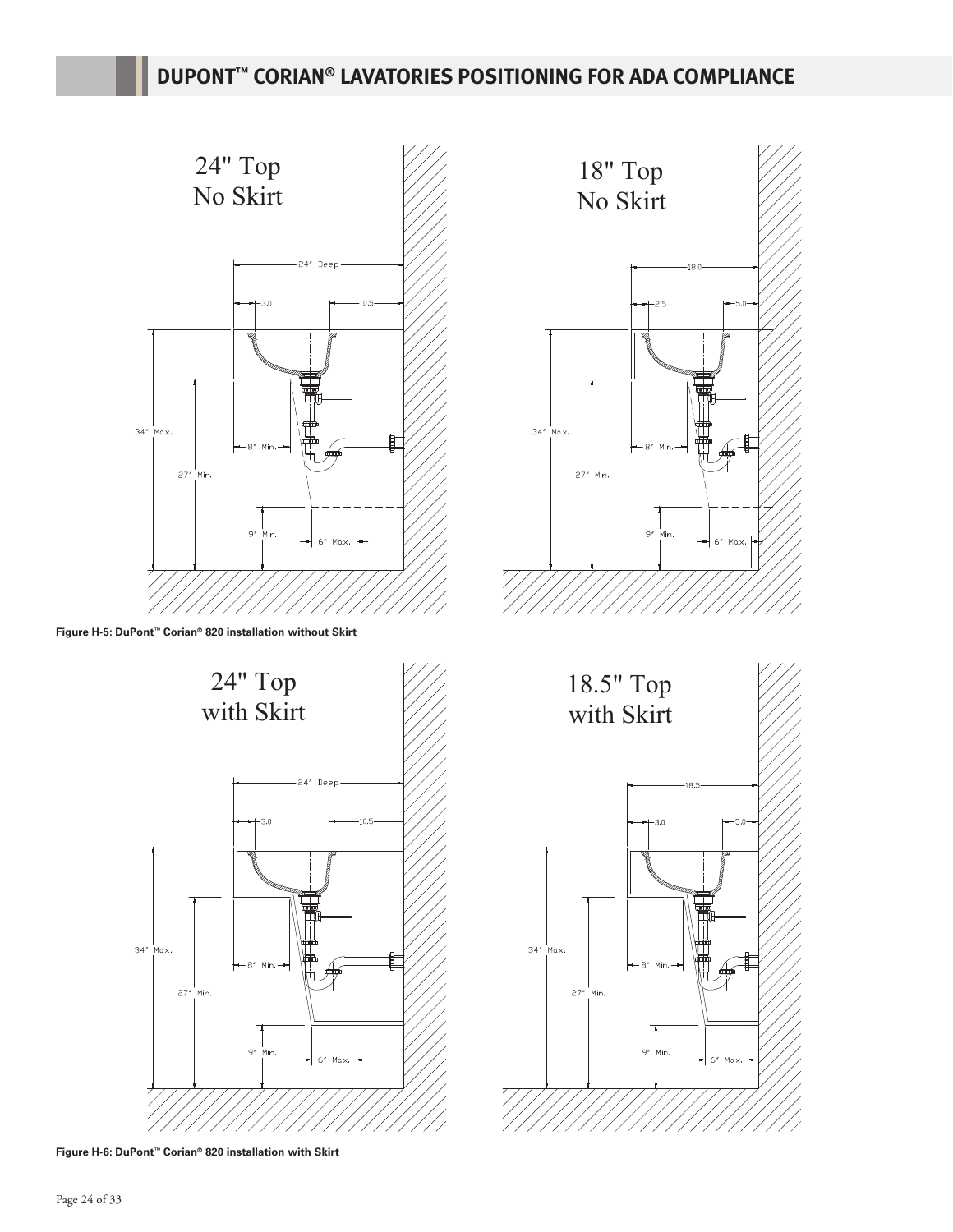## DUPONT™ CORIAN® LAVATORIES POSITIONING FOR ADA COMPLIANCE

24" Top
No Skirt

24" Deep
3.0
10.5
34" Max.
27" Min.
8" Min.
9" Min.
6" Max.

18" Top
No Skirt

18.0
2.5
5.0
34" Max.
27" Min.
8" Min.
9" Min.
6" Max.

**Figure H-5: DuPont™ Corian® 820 installation without Skirt**

24" Top
with Skirt

24" Deep
3.0
10.5
34" Max.
27" Min.
8" Min.
9" Min.
6" Max.

18.5" Top
with Skirt

18.5
3.0
5.0
34" Max.
27" Min.
8" Min.
9" Min.
6" Max.

**Figure H-6: DuPont™ Corian® 820 installation with Skirt**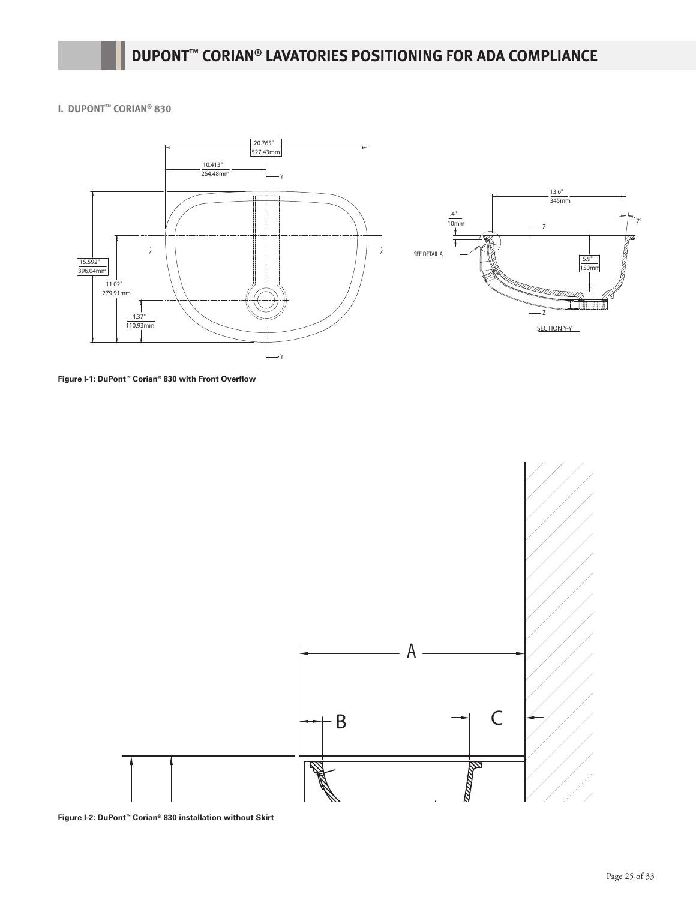# DUPONT™ CORIAN® LAVATORIES POSITIONING FOR ADA COMPLIANCE

## I. DUPONT™ CORIAN® 830

20.765"
527.43mm

10.413"
264.48mm

15.592"
396.04mm

11.02"
279.91mm

4.37"
110.93mm

Y

Z

Z

Y

13.6"
345mm

.4"
10mm

7°

Z

SEE DETAIL A

5.9"
150mm

Z

SECTION Y-Y

Figure I-1: DuPont™ Corian® 830 with Front Overflow

A

B

C

Figure I-2: DuPont™ Corian® 830 installation without Skirt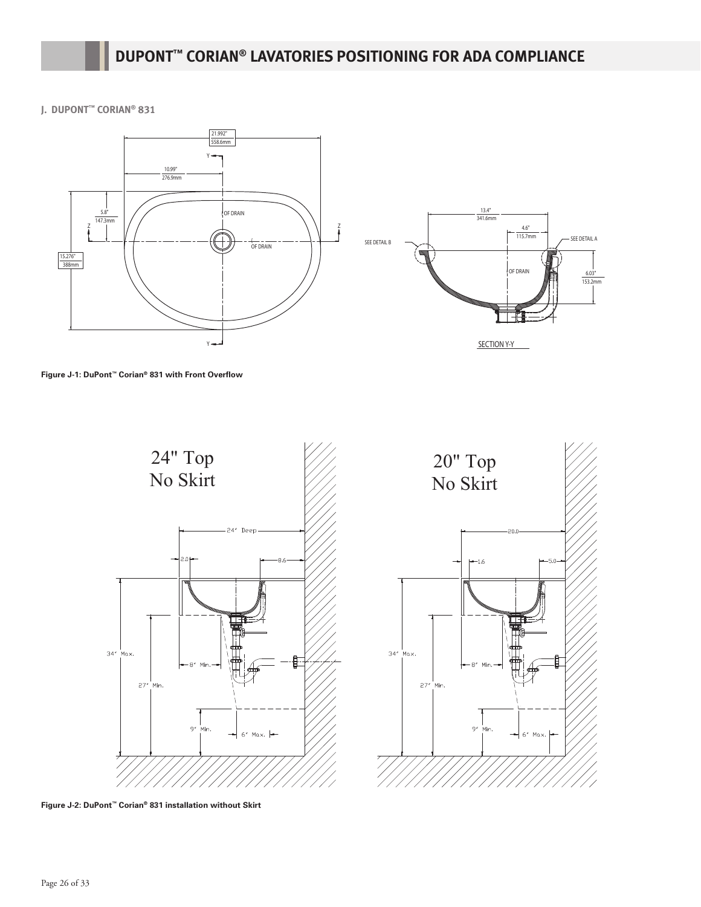# DUPONT™ CORIAN® LAVATORIES POSITIONING FOR ADA COMPLIANCE

**J. DUPONT™ CORIAN® 831**

21.992"
558.6mm

10.99"
276.9mm

5.8"
147.3mm

15.276"
388mm

OF DRAIN

OF DRAIN

Y

Z

13.4"
341.6mm

4.6"
115.7mm

SEE DETAIL B

SEE DETAIL A

OF DRAIN

6.03"
153.2mm

SECTION Y-Y

**Figure J-1: DuPont™ Corian® 831 with Front Overflow**

24" Top
No Skirt

24" Deep

2.0

8.6

34" Max.

27" Min.

8" Min.

9" Min.

6" Max.

20" Top
No Skirt

20.0

1.6

5.0

34" Max.

27" Min.

8" Min.

9" Min.

6" Max.

**Figure J-2: DuPont™ Corian® 831 installation without Skirt**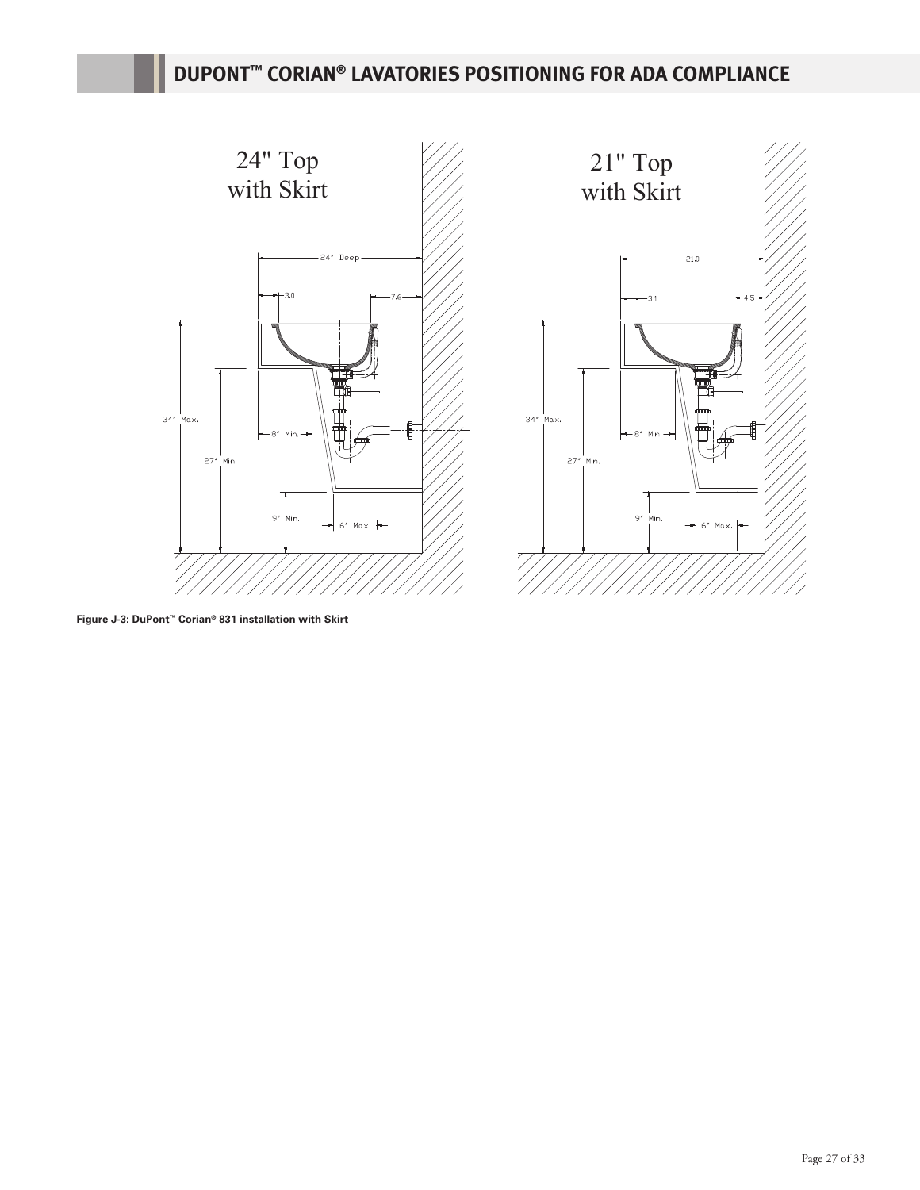# DUPONT™ CORIAN® LAVATORIES POSITIONING FOR ADA COMPLIANCE

24" Top
with Skirt

24" Deep
3.0
7.6
34" Max.
27" Min.
8" Min.
9" Min.
6" Max.

21" Top
with Skirt

21.0
3.1
4.5
34" Max.
27" Min.
8" Min.
9" Min.
6" Max.

**Figure J-3: DuPont™ Corian® 831 installation with Skirt**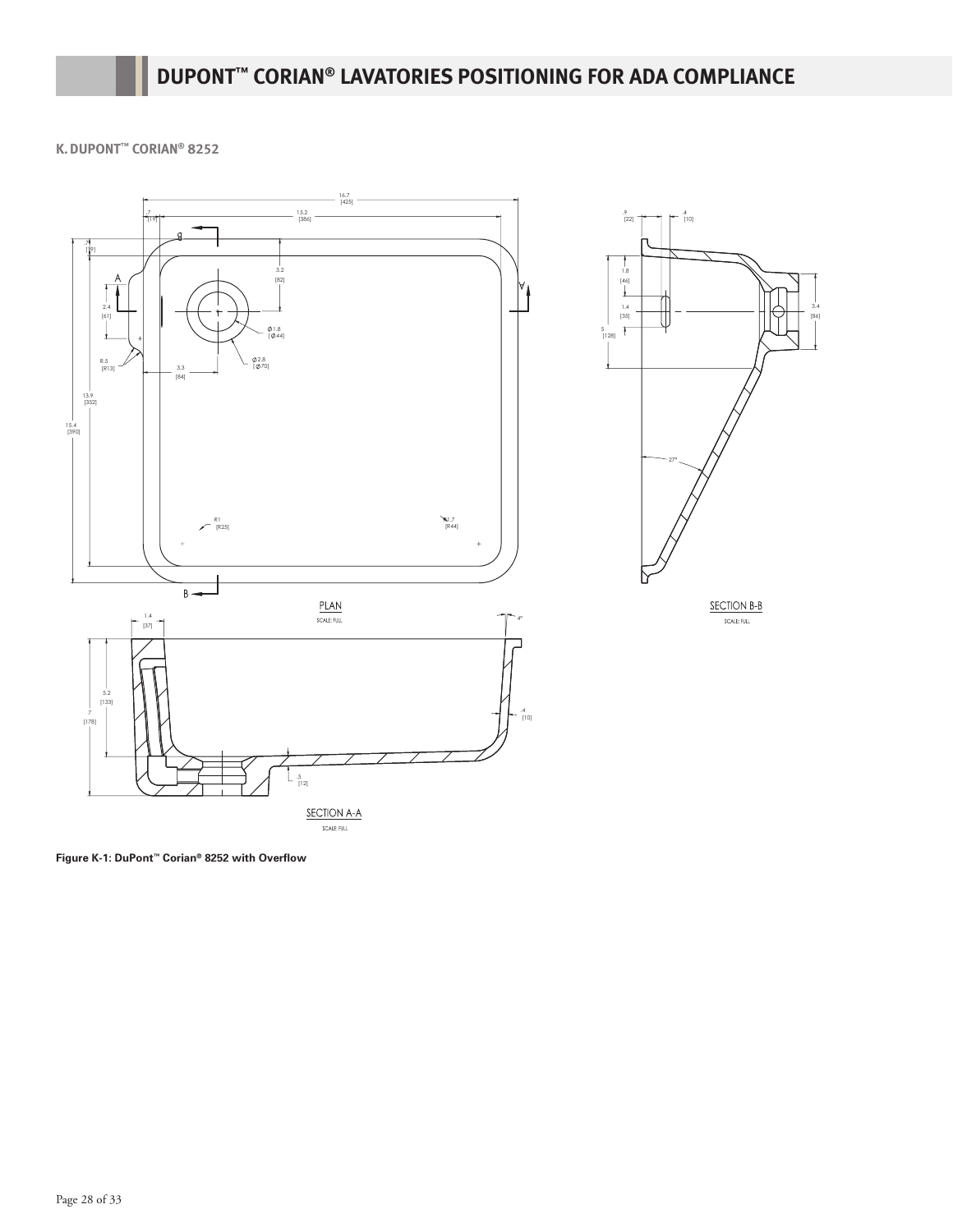# DUPONT™ CORIAN® LAVATORIES POSITIONING FOR ADA COMPLIANCE

**K. DUPONT™ CORIAN® 8252**

16.7
[425]
.7
[19]
15.2
[386]
.7
[19]
3.2
[82]
2.4
[61]
Ø1.8
[Ø44]
R.5
[R13]
3.3
[84]
Ø2.8
[Ø70]
13.9
[352]
15.4
[390]
R1
[R25]
R1.7
[R44]

PLAN

SCALE: FULL

.9
[22]
.4
[10]
1.8
[46]
1.4
[35]
5
[128]
3.4
[86]
27°

SECTION B-B

SCALE: FULL

1.4
[37]
4°
5.2
[133]
7
[178]
.4
[10]
.5
[12]

SECTION A-A

SCALE: FULL

**Figure K-1: DuPont™ Corian® 8252 with Overflow**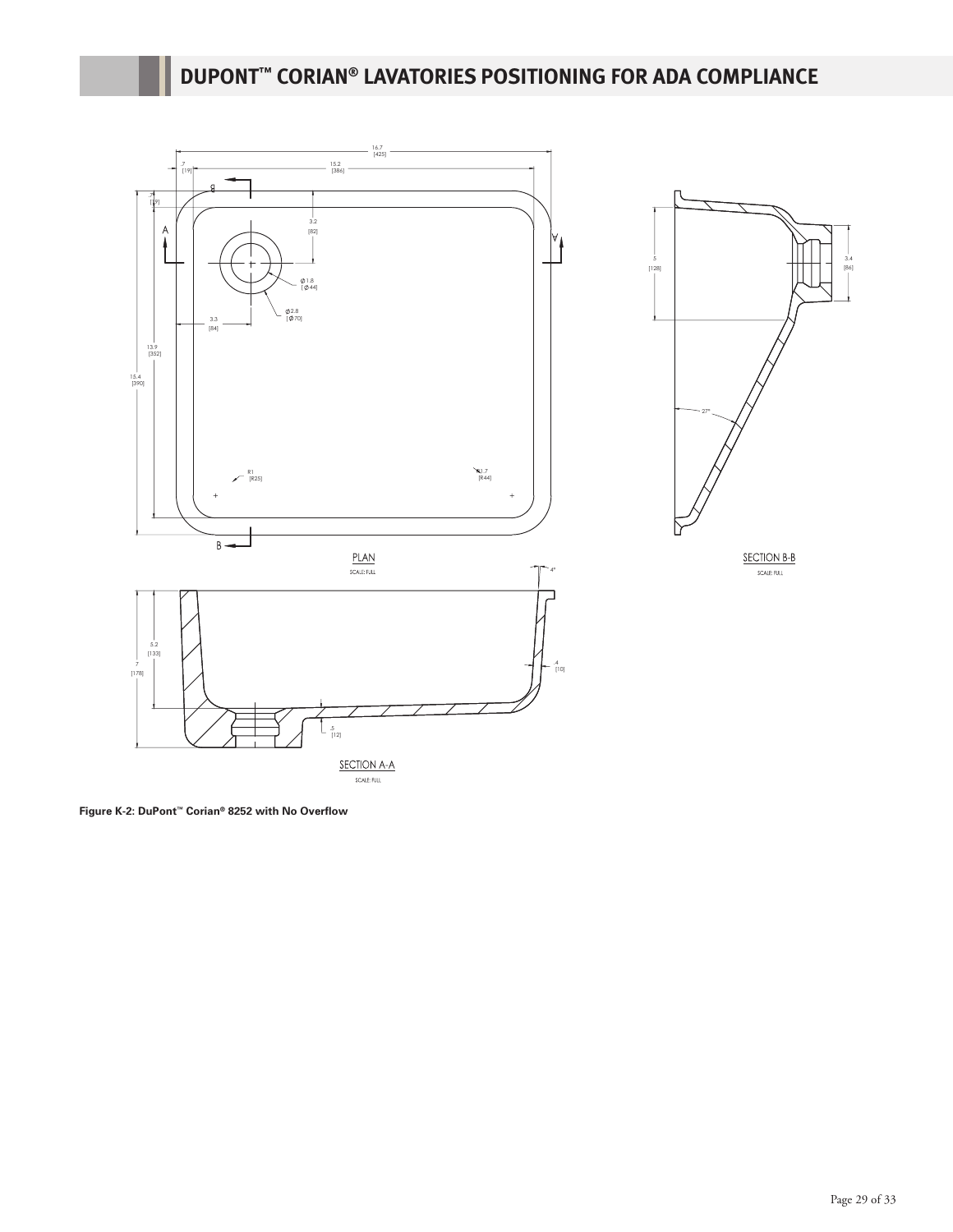# DUPONT™ CORIAN® LAVATORIES POSITIONING FOR ADA COMPLIANCE

16.7
[425]

.7
[19]

15.2
[386]

.7
[19]

3.2
[82]

Ø1.8
[Ø44]

Ø2.8
[Ø70]

3.3
[84]

13.9
[352]

15.4
[390]

R1
[R25]

R1.7
[R44]

PLAN

SCALE: FULL

5
[128]

3.4
[86]

27°

SECTION B-B

SCALE: FULL

4°

5.2
[133]

7
[178]

.4
[10]

.5
[12]

SECTION A-A

SCALE: FULL

**Figure K-2: DuPont™ Corian® 8252 with No Overflow**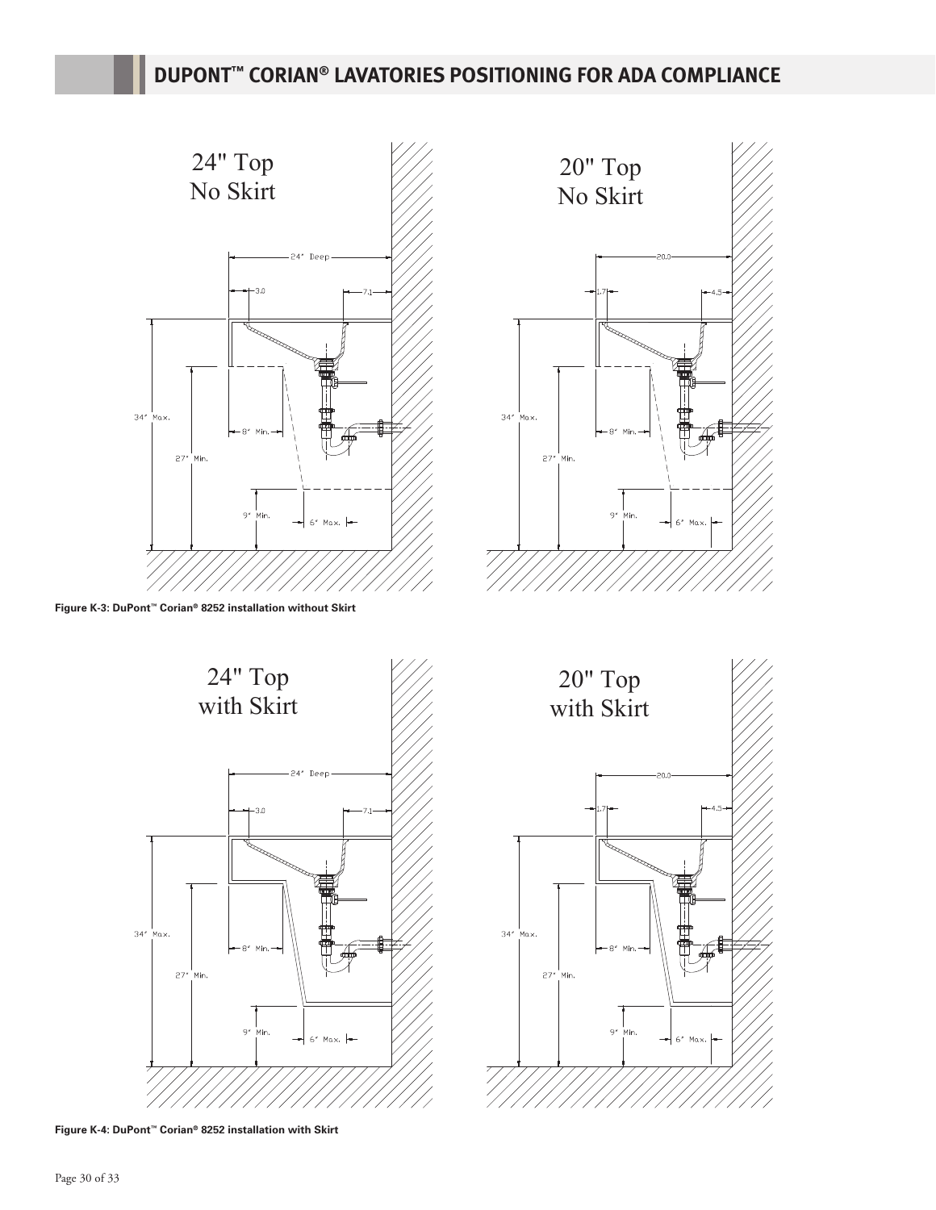# DUPONT™ CORIAN® LAVATORIES POSITIONING FOR ADA COMPLIANCE

24" Top
No Skirt

24" Deep
3.0
7.1
34" Max.
27" Min.
8" Min.
9" Min.
6" Max.

20" Top
No Skirt

20.0
1.7
4.5
34" Max.
27" Min.
8" Min.
9" Min.
6" Max.

**Figure K-3: DuPont™ Corian® 8252 installation without Skirt**

24" Top
with Skirt

24" Deep
3.0
7.1
34" Max.
27" Min.
8" Min.
9" Min.
6" Max.

20" Top
with Skirt

20.0
1.7
4.5
34" Max.
27" Min.
8" Min.
9" Min.
6" Max.

**Figure K-4: DuPont™ Corian® 8252 installation with Skirt**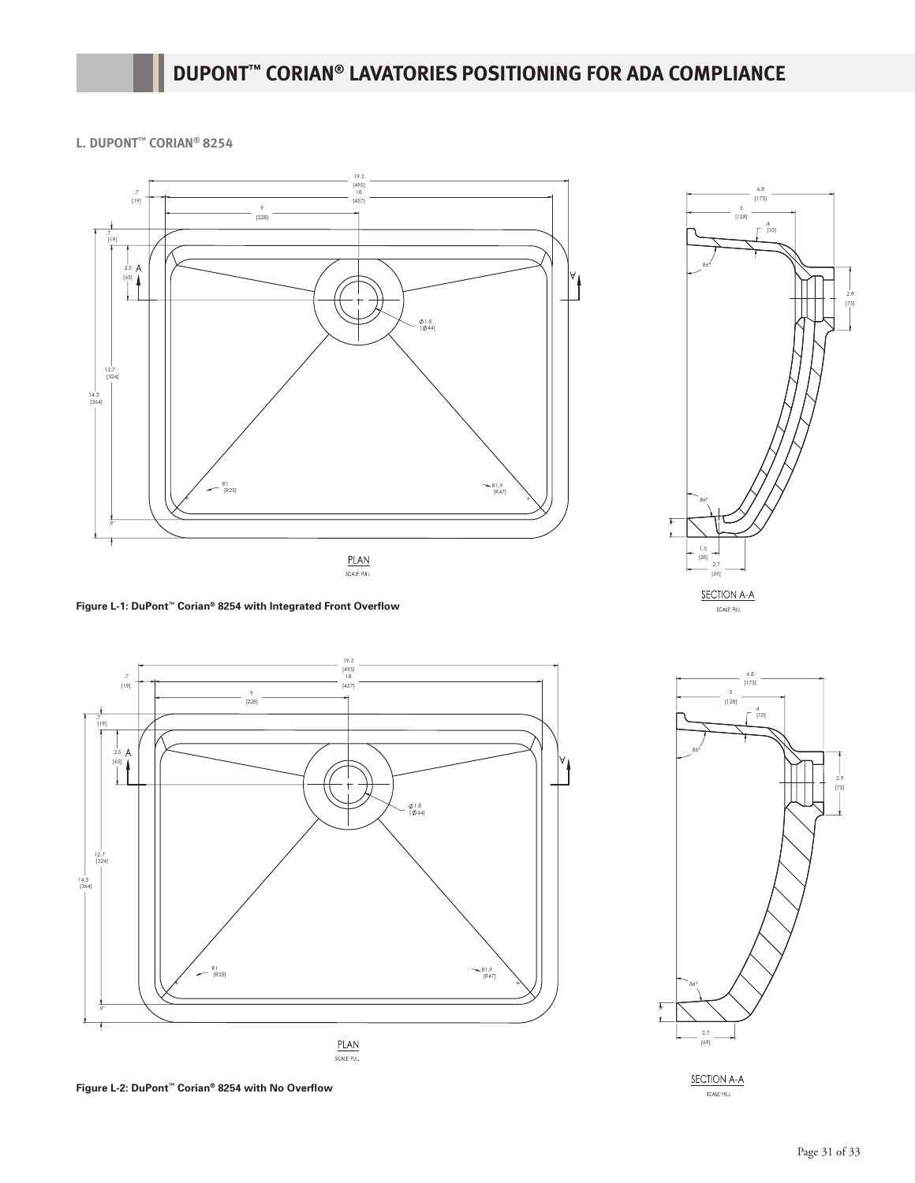# DUPONT™ CORIAN® LAVATORIES POSITIONING FOR ADA COMPLIANCE

**L. DUPONT™ CORIAN® 8254**

19.5
[495]
18
[457]
.7
[19]
9
[228]
.7
[19]
2.5
[65]
A
A
Ø1.8
[Ø44]
12.7
[324]
14.3
[364]
R1
[R25]
R1.9
[R47]
.9"
PLAN
SCALE: FULL

6.8
[173]
5
[128]
.4
[10]
86°
2.9
[75]
86°
1.5
[38]
2.7
[69]
SECTION A-A
SCALE: FULL

**Figure L-1: DuPont™ Corian® 8254 with Integrated Front Overflow**

19.5
[495]
18
[457]
.7
[19]
9
[228]
.7
[19]
2.5
[65]
A
A
Ø1.8
[Ø44]
12.7
[324]
14.3
[364]
R1
[R25]
R1.9
[R47]
.9"
PLAN
SCALE: FULL

6.8
[173]
5
[128]
.4
[10]
86°
2.9
[75]
86°
.9"
2.7
[69]
SECTION A-A
SCALE: FULL

**Figure L-2: DuPont™ Corian® 8254 with No Overflow**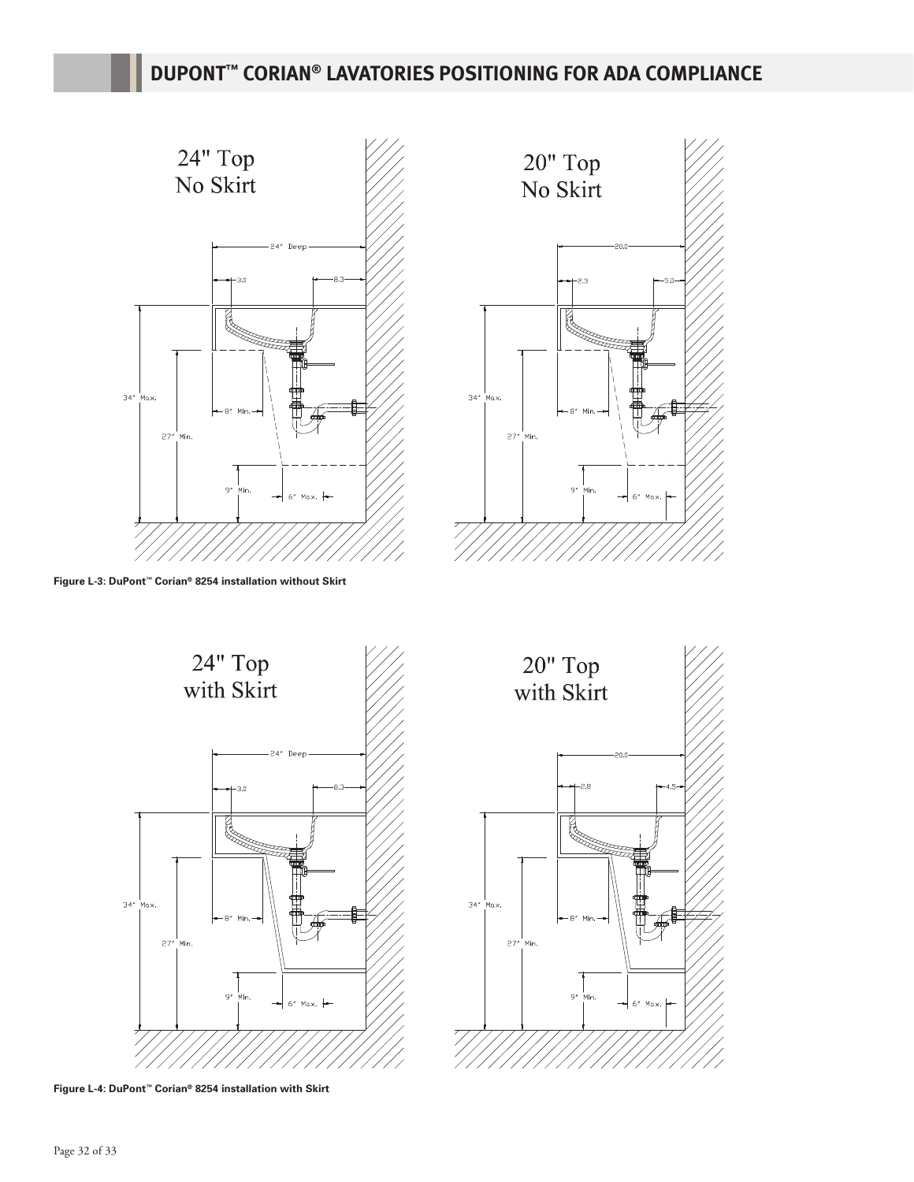# DUPONT™ CORIAN® LAVATORIES POSITIONING FOR ADA COMPLIANCE

24" Top
No Skirt

24" Deep
3.0
8.3
34" Max.
27" Min.
8" Min.
9" Min.
6" Max.

20" Top
No Skirt

20.0
2.3
5.0
34" Max.
27" Min.
8" Min.
9" Min.
6" Max.

**Figure L-3: DuPont™ Corian® 8254 installation without Skirt**

24" Top
with Skirt

24" Deep
3.0
8.3
34" Max.
27" Min.
8" Min.
9" Min.
6" Max.

20" Top
with Skirt

20.0
2.8
4.5
34" Max.
27" Min.
8" Min.
9" Min.
6" Max.

**Figure L-4: DuPont™ Corian® 8254 installation with Skirt**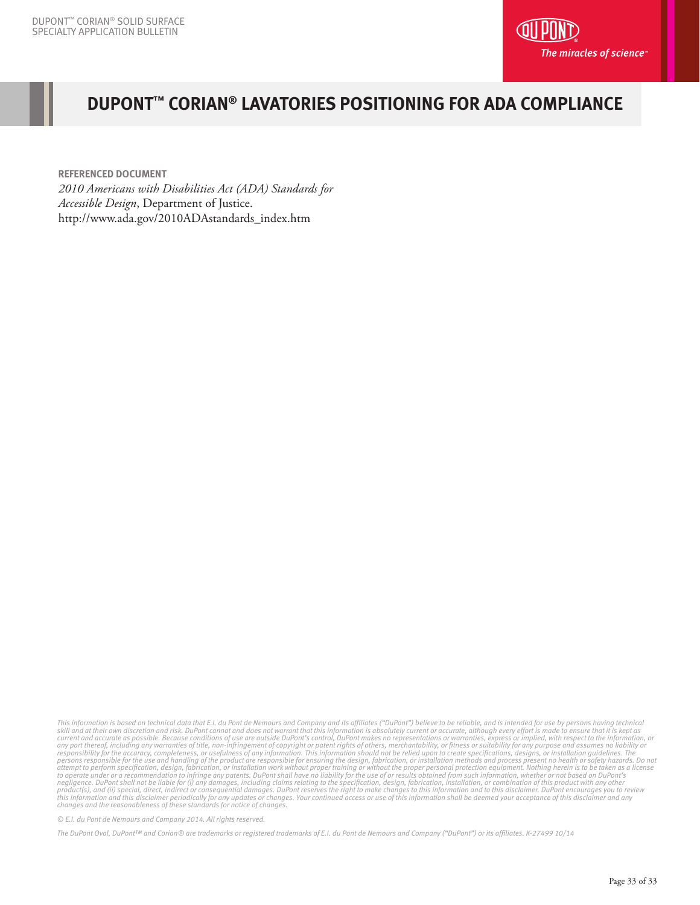# DUPONT™ CORIAN® LAVATORIES POSITIONING FOR ADA COMPLIANCE

**REFERENCED DOCUMENT**

*2010 Americans with Disabilities Act (ADA) Standards for Accessible Design*, Department of Justice.
http://www.ada.gov/2010ADAstandards_index.htm

*This information is based on technical data that E.I. du Pont de Nemours and Company and its affiliates ("DuPont") believe to be reliable, and is intended for use by persons having technical skill and at their own discretion and risk. DuPont cannot and does not warrant that this information is absolutely current or accurate, although every effort is made to ensure that it is kept as current and accurate as possible. Because conditions of use are outside DuPont's control, DuPont makes no representations or warranties, express or implied, with respect to the information, or any part thereof, including any warranties of title, non-infringement of copyright or patent rights of others, merchantability, or fitness or suitability for any purpose and assumes no liability or responsibility for the accuracy, completeness, or usefulness of any information. This information should not be relied upon to create specifications, designs, or installation guidelines. The persons responsible for the use and handling of the product are responsible for ensuring the design, fabrication, or installation methods and process present no health or safety hazards. Do not attempt to perform specification, design, fabrication, or installation work without proper training or without the proper personal protection equipment. Nothing herein is to be taken as a license to operate under or a recommendation to infringe any patents. DuPont shall have no liability for the use of or results obtained from such information, whether or not based on DuPont's negligence. DuPont shall not be liable for (i) any damages, including claims relating to the specification, design, fabrication, installation, or combination of this product with any other product(s), and (ii) special, direct, indirect or consequential damages. DuPont reserves the right to make changes to this information and to this disclaimer. DuPont encourages you to review this information and this disclaimer periodically for any updates or changes. Your continued access or use of this information shall be deemed your acceptance of this disclaimer and any changes and the reasonableness of these standards for notice of changes.*

*© E.I. du Pont de Nemours and Company 2014. All rights reserved.*

*The DuPont Oval, DuPont™ and Corian® are trademarks or registered trademarks of E.I. du Pont de Nemours and Company ("DuPont") or its affiliates. K-27499 10/14*